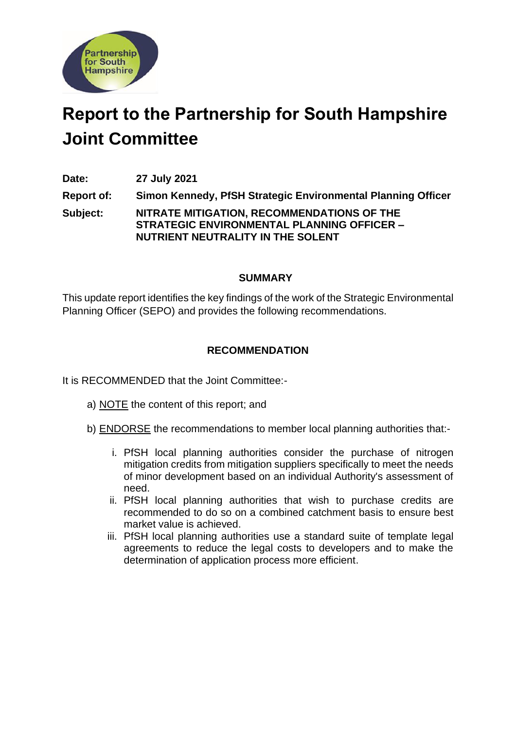# Report to the Partnership for South Hampshire Joint Committee

**Date:** 27 July 2021

**Report of:** Simon Kennedy, PfSH Strategic Environmental Planning Officer

**Subject:** NITRATE MITIGATION, RECOMMENDATIONS OF THE STRATEGIC ENVIRONMENTAL PLANNING OFFICER – NUTRIENT NEUTRALITY IN THE SOLENT

## SUMMARY

This update report identifies the key findings of the work of the Strategic Environmental Planning Officer (SEPO) and provides the following recommendations.

## RECOMMENDATION

It is RECOMMENDED that the Joint Committee:-

a) NOTE the content of this report; and

b) ENDORSE the recommendations to member local planning authorities that:-

i. PfSH local planning authorities consider the purchase of nitrogen mitigation credits from mitigation suppliers specifically to meet the needs of minor development based on an individual Authority's assessment of need.

ii. PfSH local planning authorities that wish to purchase credits are recommended to do so on a combined catchment basis to ensure best market value is achieved.

iii. PfSH local planning authorities use a standard suite of template legal agreements to reduce the legal costs to developers and to make the determination of application process more efficient.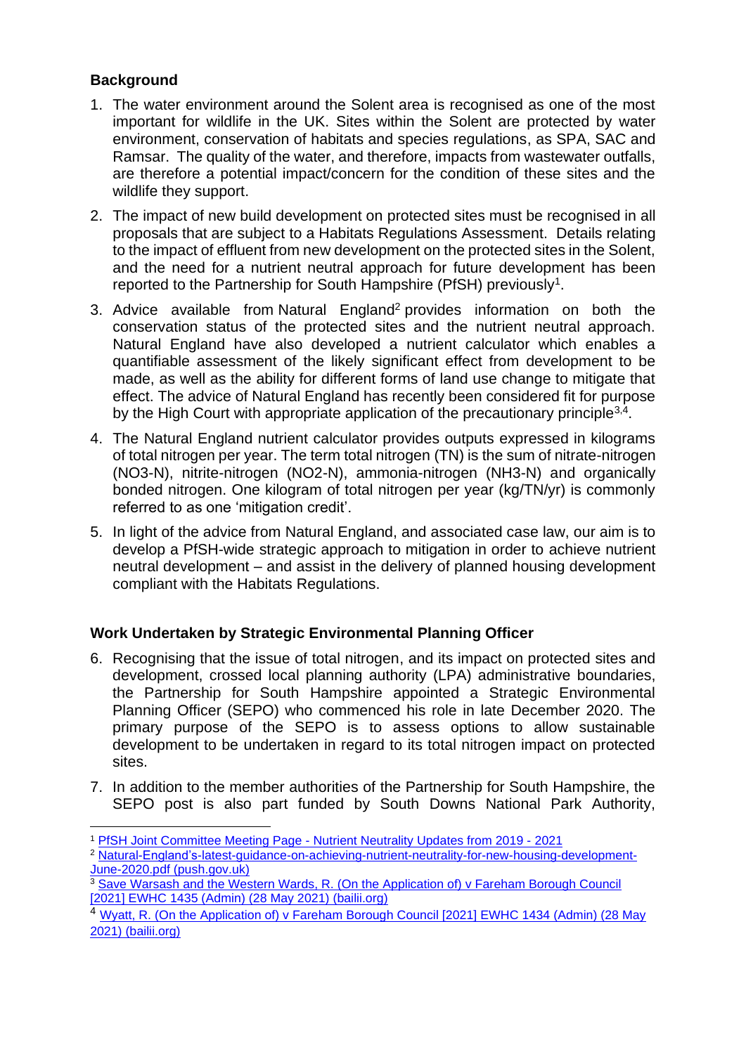## Background

1. The water environment around the Solent area is recognised as one of the most important for wildlife in the UK. Sites within the Solent are protected by water environment, conservation of habitats and species regulations, as SPA, SAC and Ramsar. The quality of the water, and therefore, impacts from wastewater outfalls, are therefore a potential impact/concern for the condition of these sites and the wildlife they support.

2. The impact of new build development on protected sites must be recognised in all proposals that are subject to a Habitats Regulations Assessment. Details relating to the impact of effluent from new development on the protected sites in the Solent, and the need for a nutrient neutral approach for future development has been reported to the Partnership for South Hampshire (PfSH) previously[1].

3. Advice available from Natural England[2] provides information on both the conservation status of the protected sites and the nutrient neutral approach. Natural England have also developed a nutrient calculator which enables a quantifiable assessment of the likely significant effect from development to be made, as well as the ability for different forms of land use change to mitigate that effect. The advice of Natural England has recently been considered fit for purpose by the High Court with appropriate application of the precautionary principle[3,4].

4. The Natural England nutrient calculator provides outputs expressed in kilograms of total nitrogen per year. The term total nitrogen (TN) is the sum of nitrate-nitrogen ($NO_3$-N), nitrite-nitrogen ($NO_2$-N), ammonia-nitrogen ($NH_3$-N) and organically bonded nitrogen. One kilogram of total nitrogen per year (kg/TN/yr) is commonly referred to as one 'mitigation credit'.

5. In light of the advice from Natural England, and associated case law, our aim is to develop a PfSH-wide strategic approach to mitigation in order to achieve nutrient neutral development – and assist in the delivery of planned housing development compliant with the Habitats Regulations.

## Work Undertaken by Strategic Environmental Planning Officer

6. Recognising that the issue of total nitrogen, and its impact on protected sites and development, crossed local planning authority (LPA) administrative boundaries, the Partnership for South Hampshire appointed a Strategic Environmental Planning Officer (SEPO) who commenced his role in late December 2020. The primary purpose of the SEPO is to assess options to allow sustainable development to be undertaken in regard to its total nitrogen impact on protected sites.

7. In addition to the member authorities of the Partnership for South Hampshire, the SEPO post is also part funded by South Downs National Park Authority,

---

[1] PfSH Joint Committee Meeting Page - Nutrient Neutrality Updates from 2019 - 2021

[2] Natural-England's-latest-guidance-on-achieving-nutrient-neutrality-for-new-housing-development-June-2020.pdf (push.gov.uk)

[3] Save Warsash and the Western Wards, R. (On the Application of) v Fareham Borough Council [2021] EWHC 1435 (Admin) (28 May 2021) (bailii.org)

[4] Wyatt, R. (On the Application of) v Fareham Borough Council [2021] EWHC 1434 (Admin) (28 May 2021) (bailii.org)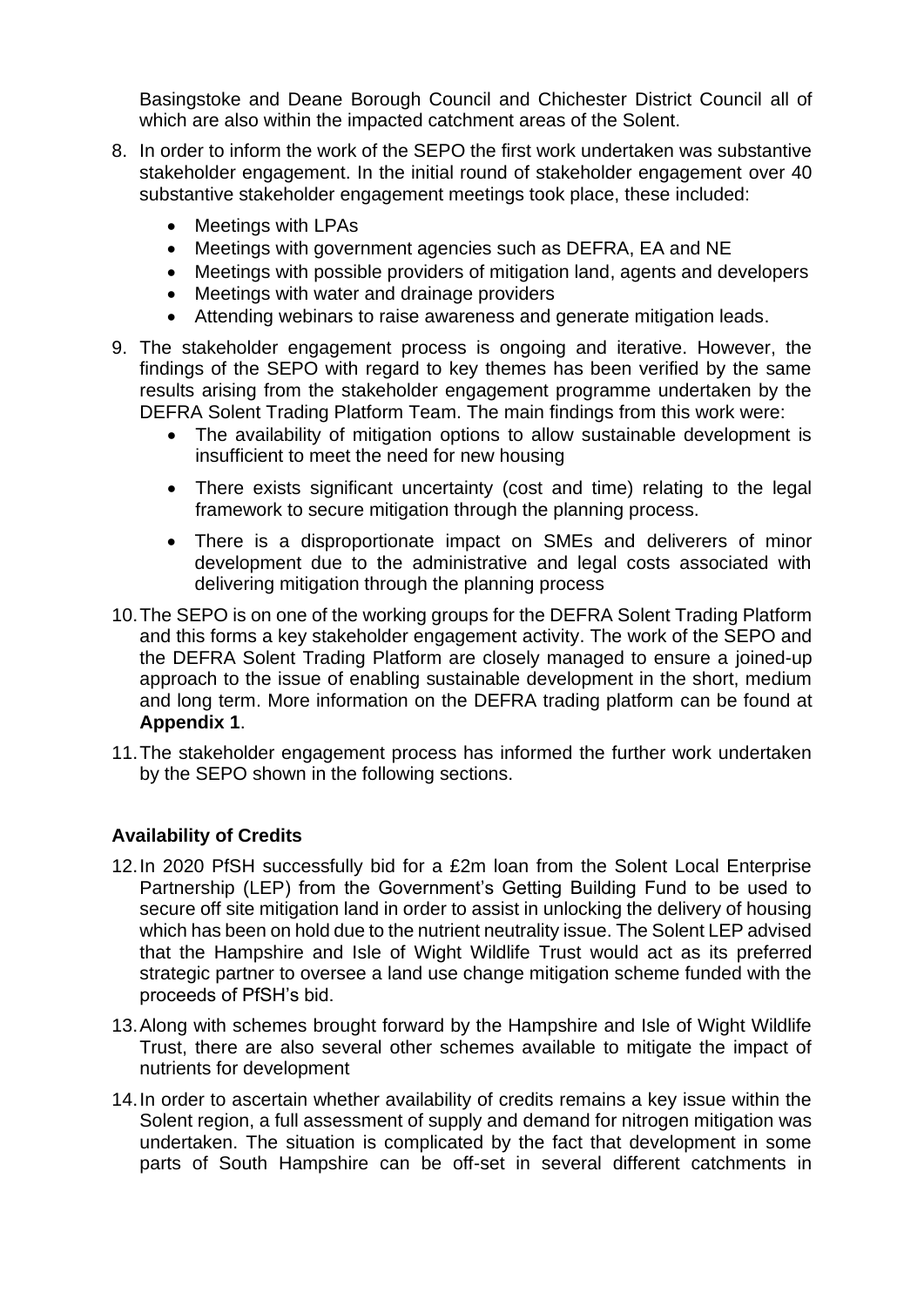Basingstoke and Deane Borough Council and Chichester District Council all of which are also within the impacted catchment areas of the Solent.

8. In order to inform the work of the SEPO the first work undertaken was substantive stakeholder engagement. In the initial round of stakeholder engagement over 40 substantive stakeholder engagement meetings took place, these included:
   - Meetings with LPAs
   - Meetings with government agencies such as DEFRA, EA and NE
   - Meetings with possible providers of mitigation land, agents and developers
   - Meetings with water and drainage providers
   - Attending webinars to raise awareness and generate mitigation leads.

9. The stakeholder engagement process is ongoing and iterative. However, the findings of the SEPO with regard to key themes has been verified by the same results arising from the stakeholder engagement programme undertaken by the DEFRA Solent Trading Platform Team. The main findings from this work were:
   - The availability of mitigation options to allow sustainable development is insufficient to meet the need for new housing
   - There exists significant uncertainty (cost and time) relating to the legal framework to secure mitigation through the planning process.
   - There is a disproportionate impact on SMEs and deliverers of minor development due to the administrative and legal costs associated with delivering mitigation through the planning process

10. The SEPO is on one of the working groups for the DEFRA Solent Trading Platform and this forms a key stakeholder engagement activity. The work of the SEPO and the DEFRA Solent Trading Platform are closely managed to ensure a joined-up approach to the issue of enabling sustainable development in the short, medium and long term. More information on the DEFRA trading platform can be found at **Appendix 1**.

11. The stakeholder engagement process has informed the further work undertaken by the SEPO shown in the following sections.

**Availability of Credits**

12. In 2020 PfSH successfully bid for a £2m loan from the Solent Local Enterprise Partnership (LEP) from the Government's Getting Building Fund to be used to secure off site mitigation land in order to assist in unlocking the delivery of housing which has been on hold due to the nutrient neutrality issue. The Solent LEP advised that the Hampshire and Isle of Wight Wildlife Trust would act as its preferred strategic partner to oversee a land use change mitigation scheme funded with the proceeds of PfSH's bid.

13. Along with schemes brought forward by the Hampshire and Isle of Wight Wildlife Trust, there are also several other schemes available to mitigate the impact of nutrients for development

14. In order to ascertain whether availability of credits remains a key issue within the Solent region, a full assessment of supply and demand for nitrogen mitigation was undertaken. The situation is complicated by the fact that development in some parts of South Hampshire can be off-set in several different catchments in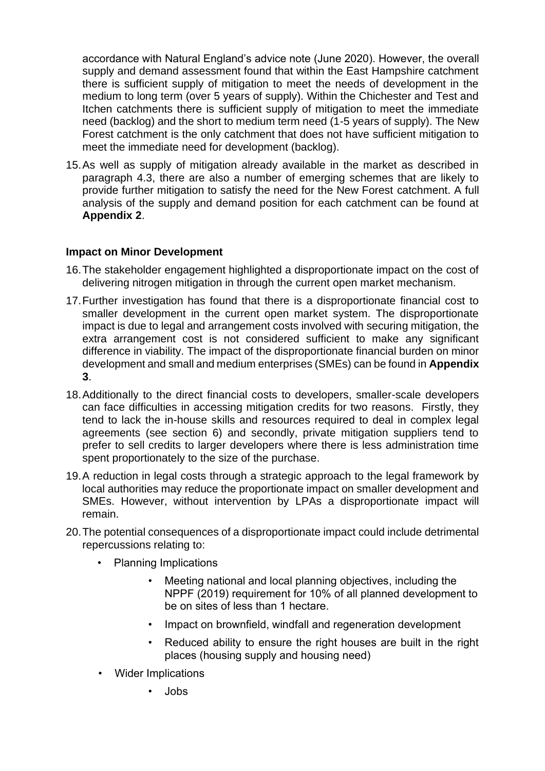accordance with Natural England's advice note (June 2020). However, the overall supply and demand assessment found that within the East Hampshire catchment there is sufficient supply of mitigation to meet the needs of development in the medium to long term (over 5 years of supply). Within the Chichester and Test and Itchen catchments there is sufficient supply of mitigation to meet the immediate need (backlog) and the short to medium term need (1-5 years of supply). The New Forest catchment is the only catchment that does not have sufficient mitigation to meet the immediate need for development (backlog).

15. As well as supply of mitigation already available in the market as described in paragraph 4.3, there are also a number of emerging schemes that are likely to provide further mitigation to satisfy the need for the New Forest catchment. A full analysis of the supply and demand position for each catchment can be found at **Appendix 2**.

**Impact on Minor Development**

16. The stakeholder engagement highlighted a disproportionate impact on the cost of delivering nitrogen mitigation in through the current open market mechanism.

17. Further investigation has found that there is a disproportionate financial cost to smaller development in the current open market system. The disproportionate impact is due to legal and arrangement costs involved with securing mitigation, the extra arrangement cost is not considered sufficient to make any significant difference in viability. The impact of the disproportionate financial burden on minor development and small and medium enterprises (SMEs) can be found in **Appendix 3**.

18. Additionally to the direct financial costs to developers, smaller-scale developers can face difficulties in accessing mitigation credits for two reasons. Firstly, they tend to lack the in-house skills and resources required to deal in complex legal agreements (see section 6) and secondly, private mitigation suppliers tend to prefer to sell credits to larger developers where there is less administration time spent proportionately to the size of the purchase.

19. A reduction in legal costs through a strategic approach to the legal framework by local authorities may reduce the proportionate impact on smaller development and SMEs. However, without intervention by LPAs a disproportionate impact will remain.

20. The potential consequences of a disproportionate impact could include detrimental repercussions relating to:

- Planning Implications
  - Meeting national and local planning objectives, including the NPPF (2019) requirement for 10% of all planned development to be on sites of less than 1 hectare.
  - Impact on brownfield, windfall and regeneration development
  - Reduced ability to ensure the right houses are built in the right places (housing supply and housing need)
- Wider Implications
  - Jobs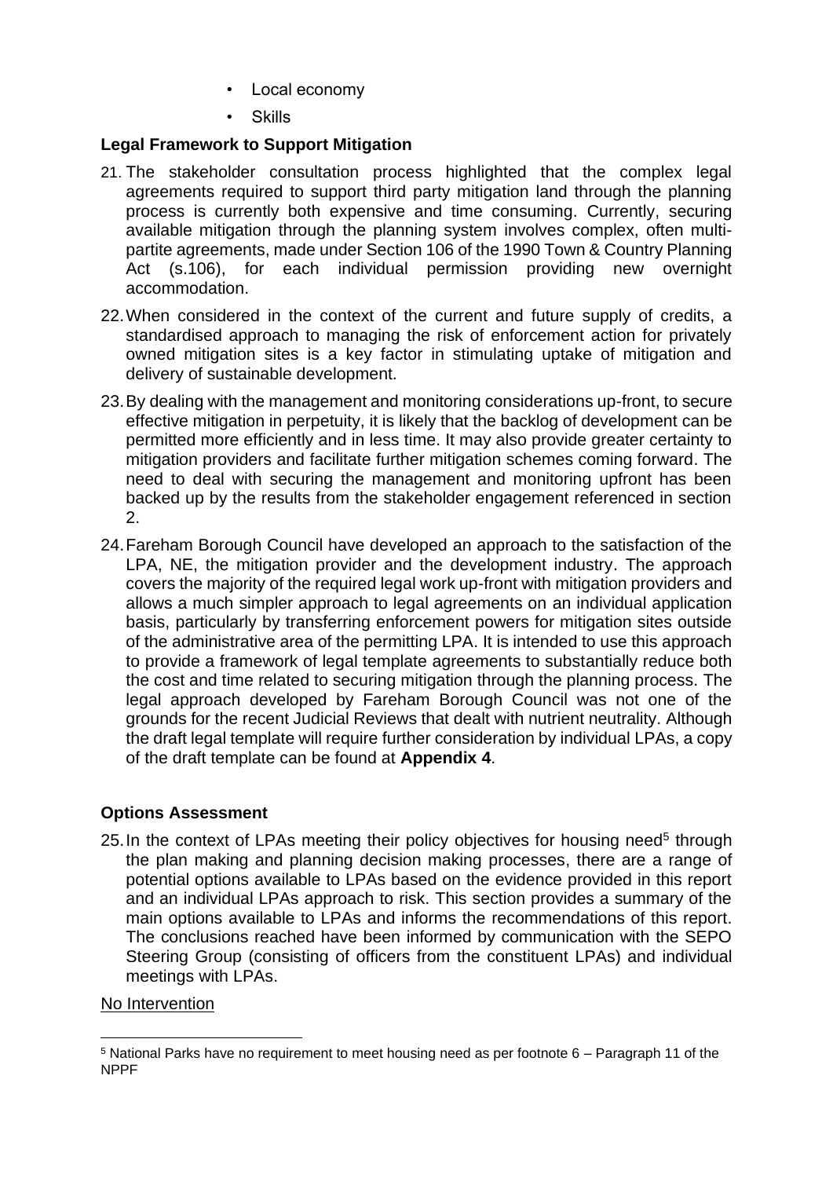- Local economy
- Skills

**Legal Framework to Support Mitigation**

21. The stakeholder consultation process highlighted that the complex legal agreements required to support third party mitigation land through the planning process is currently both expensive and time consuming. Currently, securing available mitigation through the planning system involves complex, often multi-partite agreements, made under Section 106 of the 1990 Town & Country Planning Act (s.106), for each individual permission providing new overnight accommodation.

22. When considered in the context of the current and future supply of credits, a standardised approach to managing the risk of enforcement action for privately owned mitigation sites is a key factor in stimulating uptake of mitigation and delivery of sustainable development.

23. By dealing with the management and monitoring considerations up-front, to secure effective mitigation in perpetuity, it is likely that the backlog of development can be permitted more efficiently and in less time. It may also provide greater certainty to mitigation providers and facilitate further mitigation schemes coming forward. The need to deal with securing the management and monitoring upfront has been backed up by the results from the stakeholder engagement referenced in section 2.

24. Fareham Borough Council have developed an approach to the satisfaction of the LPA, NE, the mitigation provider and the development industry. The approach covers the majority of the required legal work up-front with mitigation providers and allows a much simpler approach to legal agreements on an individual application basis, particularly by transferring enforcement powers for mitigation sites outside of the administrative area of the permitting LPA. It is intended to use this approach to provide a framework of legal template agreements to substantially reduce both the cost and time related to securing mitigation through the planning process. The legal approach developed by Fareham Borough Council was not one of the grounds for the recent Judicial Reviews that dealt with nutrient neutrality. Although the draft legal template will require further consideration by individual LPAs, a copy of the draft template can be found at **Appendix 4**.

**Options Assessment**

25. In the context of LPAs meeting their policy objectives for housing need[5] through the plan making and planning decision making processes, there are a range of potential options available to LPAs based on the evidence provided in this report and an individual LPAs approach to risk. This section provides a summary of the main options available to LPAs and informs the recommendations of this report. The conclusions reached have been informed by communication with the SEPO Steering Group (consisting of officers from the constituent LPAs) and individual meetings with LPAs.

No Intervention

[5] National Parks have no requirement to meet housing need as per footnote 6 – Paragraph 11 of the NPPF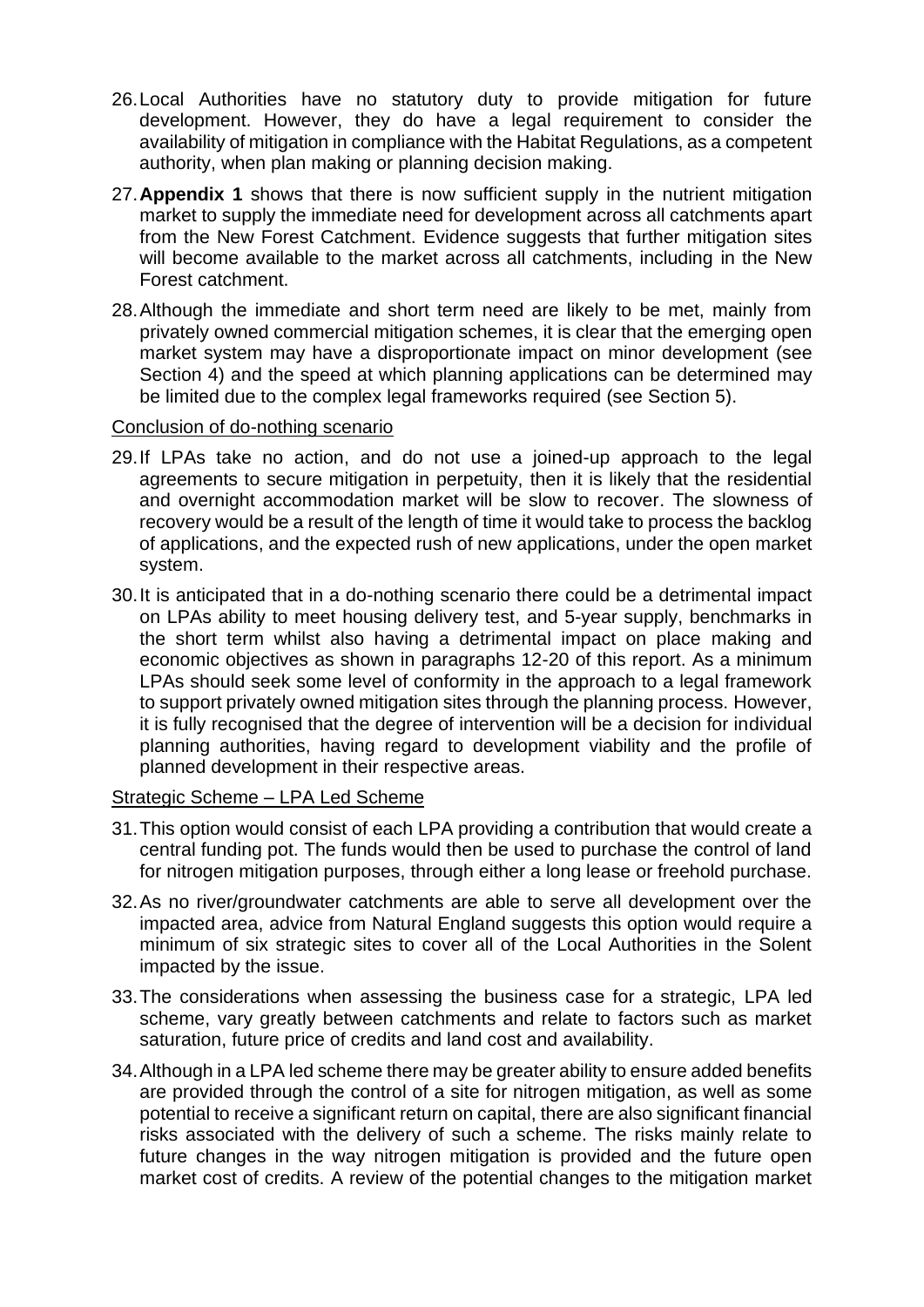26. Local Authorities have no statutory duty to provide mitigation for future development. However, they do have a legal requirement to consider the availability of mitigation in compliance with the Habitat Regulations, as a competent authority, when plan making or planning decision making.

27. **Appendix 1** shows that there is now sufficient supply in the nutrient mitigation market to supply the immediate need for development across all catchments apart from the New Forest Catchment. Evidence suggests that further mitigation sites will become available to the market across all catchments, including in the New Forest catchment.

28. Although the immediate and short term need are likely to be met, mainly from privately owned commercial mitigation schemes, it is clear that the emerging open market system may have a disproportionate impact on minor development (see Section 4) and the speed at which planning applications can be determined may be limited due to the complex legal frameworks required (see Section 5).

<u>Conclusion of do-nothing scenario</u>

29. If LPAs take no action, and do not use a joined-up approach to the legal agreements to secure mitigation in perpetuity, then it is likely that the residential and overnight accommodation market will be slow to recover. The slowness of recovery would be a result of the length of time it would take to process the backlog of applications, and the expected rush of new applications, under the open market system.

30. It is anticipated that in a do-nothing scenario there could be a detrimental impact on LPAs ability to meet housing delivery test, and 5-year supply, benchmarks in the short term whilst also having a detrimental impact on place making and economic objectives as shown in paragraphs 12-20 of this report. As a minimum LPAs should seek some level of conformity in the approach to a legal framework to support privately owned mitigation sites through the planning process. However, it is fully recognised that the degree of intervention will be a decision for individual planning authorities, having regard to development viability and the profile of planned development in their respective areas.

<u>Strategic Scheme – LPA Led Scheme</u>

31. This option would consist of each LPA providing a contribution that would create a central funding pot. The funds would then be used to purchase the control of land for nitrogen mitigation purposes, through either a long lease or freehold purchase.

32. As no river/groundwater catchments are able to serve all development over the impacted area, advice from Natural England suggests this option would require a minimum of six strategic sites to cover all of the Local Authorities in the Solent impacted by the issue.

33. The considerations when assessing the business case for a strategic, LPA led scheme, vary greatly between catchments and relate to factors such as market saturation, future price of credits and land cost and availability.

34. Although in a LPA led scheme there may be greater ability to ensure added benefits are provided through the control of a site for nitrogen mitigation, as well as some potential to receive a significant return on capital, there are also significant financial risks associated with the delivery of such a scheme. The risks mainly relate to future changes in the way nitrogen mitigation is provided and the future open market cost of credits. A review of the potential changes to the mitigation market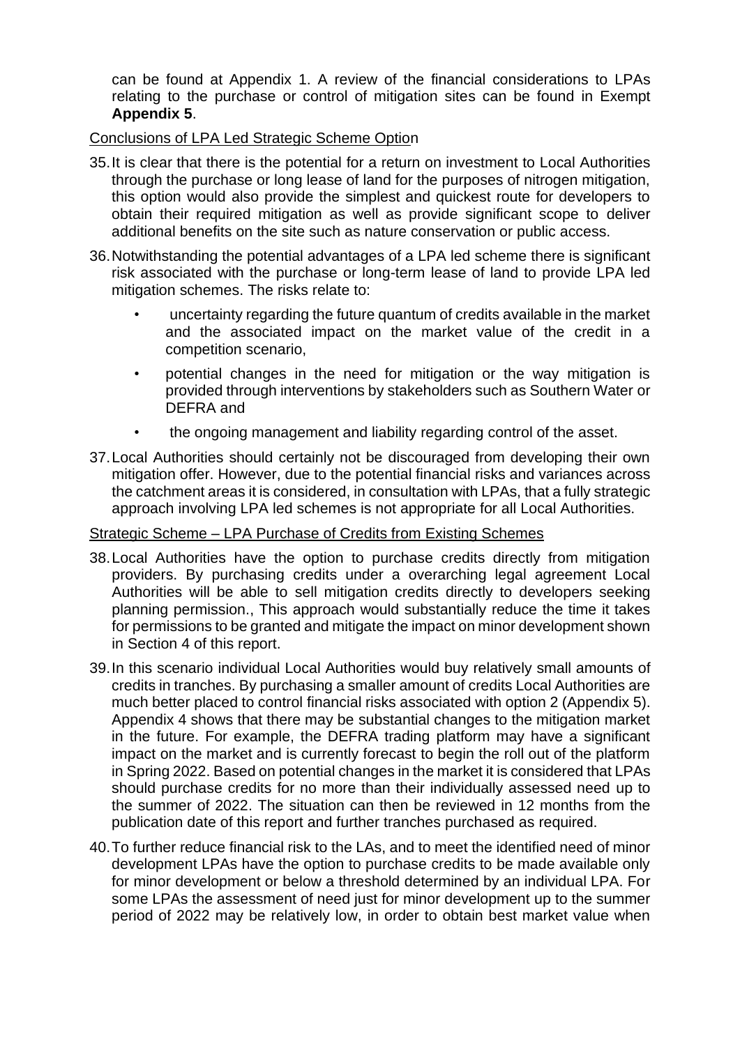can be found at Appendix 1. A review of the financial considerations to LPAs relating to the purchase or control of mitigation sites can be found in Exempt **Appendix 5**.

Conclusions of LPA Led Strategic Scheme Option

35. It is clear that there is the potential for a return on investment to Local Authorities through the purchase or long lease of land for the purposes of nitrogen mitigation, this option would also provide the simplest and quickest route for developers to obtain their required mitigation as well as provide significant scope to deliver additional benefits on the site such as nature conservation or public access.

36. Notwithstanding the potential advantages of a LPA led scheme there is significant risk associated with the purchase or long-term lease of land to provide LPA led mitigation schemes. The risks relate to:

   - uncertainty regarding the future quantum of credits available in the market and the associated impact on the market value of the credit in a competition scenario,
   - potential changes in the need for mitigation or the way mitigation is provided through interventions by stakeholders such as Southern Water or DEFRA and
   - the ongoing management and liability regarding control of the asset.

37. Local Authorities should certainly not be discouraged from developing their own mitigation offer. However, due to the potential financial risks and variances across the catchment areas it is considered, in consultation with LPAs, that a fully strategic approach involving LPA led schemes is not appropriate for all Local Authorities.

Strategic Scheme – LPA Purchase of Credits from Existing Schemes

38. Local Authorities have the option to purchase credits directly from mitigation providers. By purchasing credits under a overarching legal agreement Local Authorities will be able to sell mitigation credits directly to developers seeking planning permission., This approach would substantially reduce the time it takes for permissions to be granted and mitigate the impact on minor development shown in Section 4 of this report.

39. In this scenario individual Local Authorities would buy relatively small amounts of credits in tranches. By purchasing a smaller amount of credits Local Authorities are much better placed to control financial risks associated with option 2 (Appendix 5). Appendix 4 shows that there may be substantial changes to the mitigation market in the future. For example, the DEFRA trading platform may have a significant impact on the market and is currently forecast to begin the roll out of the platform in Spring 2022. Based on potential changes in the market it is considered that LPAs should purchase credits for no more than their individually assessed need up to the summer of 2022. The situation can then be reviewed in 12 months from the publication date of this report and further tranches purchased as required.

40. To further reduce financial risk to the LAs, and to meet the identified need of minor development LPAs have the option to purchase credits to be made available only for minor development or below a threshold determined by an individual LPA. For some LPAs the assessment of need just for minor development up to the summer period of 2022 may be relatively low, in order to obtain best market value when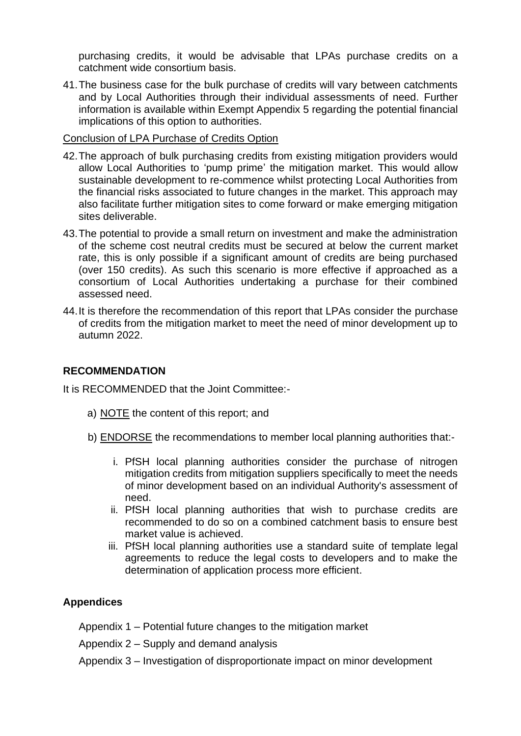purchasing credits, it would be advisable that LPAs purchase credits on a catchment wide consortium basis.

41. The business case for the bulk purchase of credits will vary between catchments and by Local Authorities through their individual assessments of need. Further information is available within Exempt Appendix 5 regarding the potential financial implications of this option to authorities.

<u>Conclusion of LPA Purchase of Credits Option</u>

42. The approach of bulk purchasing credits from existing mitigation providers would allow Local Authorities to 'pump prime' the mitigation market. This would allow sustainable development to re-commence whilst protecting Local Authorities from the financial risks associated to future changes in the market. This approach may also facilitate further mitigation sites to come forward or make emerging mitigation sites deliverable.

43. The potential to provide a small return on investment and make the administration of the scheme cost neutral credits must be secured at below the current market rate, this is only possible if a significant amount of credits are being purchased (over 150 credits). As such this scenario is more effective if approached as a consortium of Local Authorities undertaking a purchase for their combined assessed need.

44. It is therefore the recommendation of this report that LPAs consider the purchase of credits from the mitigation market to meet the need of minor development up to autumn 2022.

## RECOMMENDATION

It is RECOMMENDED that the Joint Committee:-

a) <u>NOTE</u> the content of this report; and

b) <u>ENDORSE</u> the recommendations to member local planning authorities that:-

   i. PfSH local planning authorities consider the purchase of nitrogen mitigation credits from mitigation suppliers specifically to meet the needs of minor development based on an individual Authority's assessment of need.
   ii. PfSH local planning authorities that wish to purchase credits are recommended to do so on a combined catchment basis to ensure best market value is achieved.
   iii. PfSH local planning authorities use a standard suite of template legal agreements to reduce the legal costs to developers and to make the determination of application process more efficient.

## Appendices

Appendix 1 – Potential future changes to the mitigation market

Appendix 2 – Supply and demand analysis

Appendix 3 – Investigation of disproportionate impact on minor development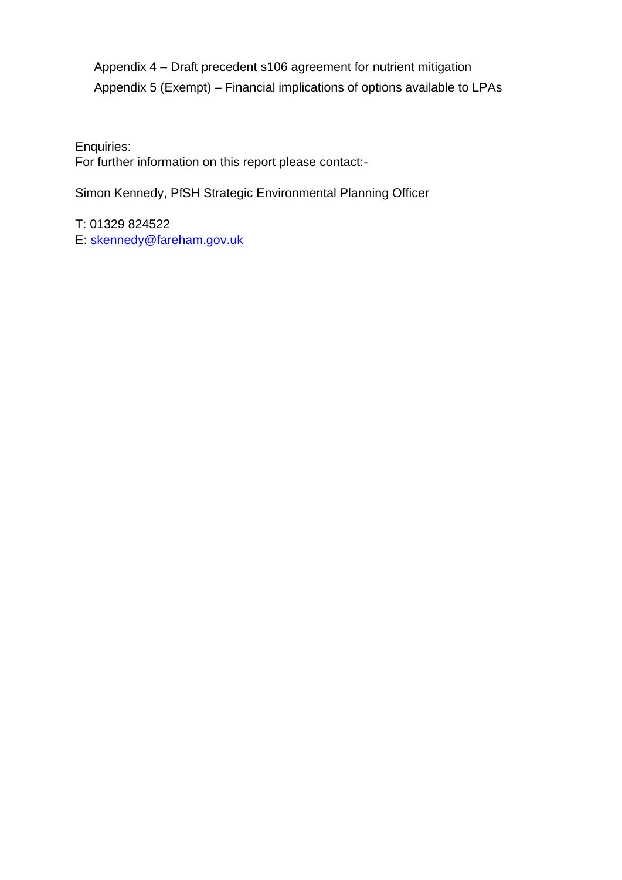Appendix 4 – Draft precedent s106 agreement for nutrient mitigation

Appendix 5 (Exempt) – Financial implications of options available to LPAs

Enquiries:
For further information on this report please contact:-

Simon Kennedy, PfSH Strategic Environmental Planning Officer

T: 01329 824522
E: skennedy@fareham.gov.uk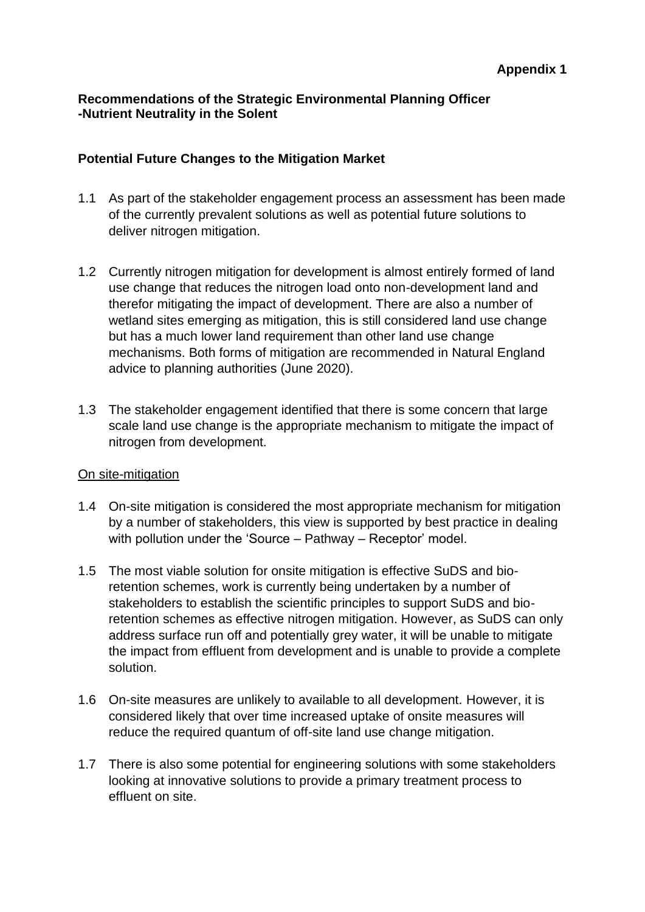**Appendix 1**

**Recommendations of the Strategic Environmental Planning Officer -Nutrient Neutrality in the Solent**

## Potential Future Changes to the Mitigation Market

1.1 As part of the stakeholder engagement process an assessment has been made of the currently prevalent solutions as well as potential future solutions to deliver nitrogen mitigation.

1.2 Currently nitrogen mitigation for development is almost entirely formed of land use change that reduces the nitrogen load onto non-development land and therefor mitigating the impact of development. There are also a number of wetland sites emerging as mitigation, this is still considered land use change but has a much lower land requirement than other land use change mechanisms. Both forms of mitigation are recommended in Natural England advice to planning authorities (June 2020).

1.3 The stakeholder engagement identified that there is some concern that large scale land use change is the appropriate mechanism to mitigate the impact of nitrogen from development.

On site-mitigation

1.4 On-site mitigation is considered the most appropriate mechanism for mitigation by a number of stakeholders, this view is supported by best practice in dealing with pollution under the 'Source – Pathway – Receptor' model.

1.5 The most viable solution for onsite mitigation is effective SuDS and bio-retention schemes, work is currently being undertaken by a number of stakeholders to establish the scientific principles to support SuDS and bio-retention schemes as effective nitrogen mitigation. However, as SuDS can only address surface run off and potentially grey water, it will be unable to mitigate the impact from effluent from development and is unable to provide a complete solution.

1.6 On-site measures are unlikely to available to all development. However, it is considered likely that over time increased uptake of onsite measures will reduce the required quantum of off-site land use change mitigation.

1.7 There is also some potential for engineering solutions with some stakeholders looking at innovative solutions to provide a primary treatment process to effluent on site.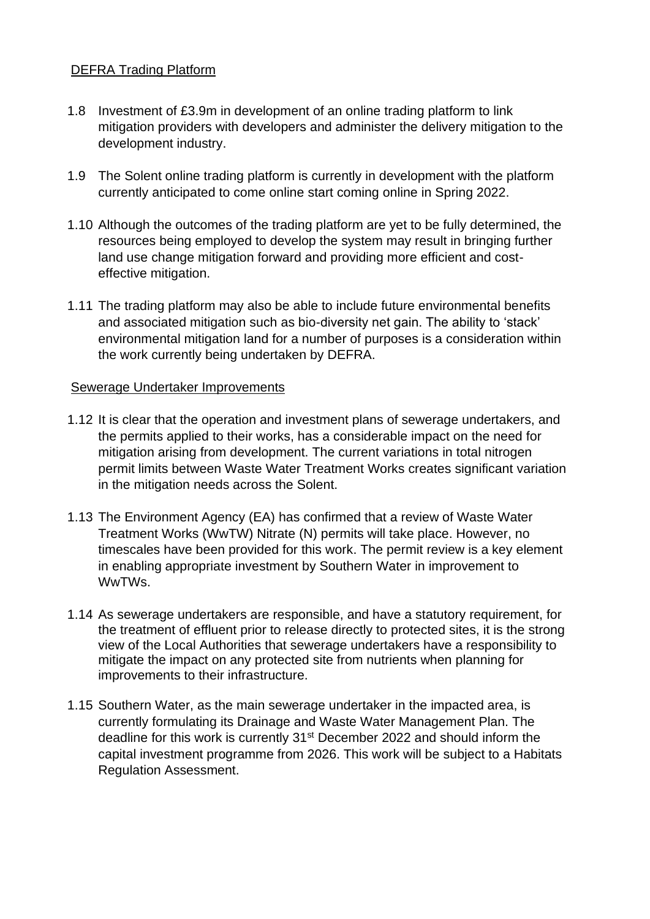DEFRA Trading Platform

1.8 Investment of £3.9m in development of an online trading platform to link mitigation providers with developers and administer the delivery mitigation to the development industry.

1.9 The Solent online trading platform is currently in development with the platform currently anticipated to come online start coming online in Spring 2022.

1.10 Although the outcomes of the trading platform are yet to be fully determined, the resources being employed to develop the system may result in bringing further land use change mitigation forward and providing more efficient and cost-effective mitigation.

1.11 The trading platform may also be able to include future environmental benefits and associated mitigation such as bio-diversity net gain. The ability to 'stack' environmental mitigation land for a number of purposes is a consideration within the work currently being undertaken by DEFRA.

Sewerage Undertaker Improvements

1.12 It is clear that the operation and investment plans of sewerage undertakers, and the permits applied to their works, has a considerable impact on the need for mitigation arising from development. The current variations in total nitrogen permit limits between Waste Water Treatment Works creates significant variation in the mitigation needs across the Solent.

1.13 The Environment Agency (EA) has confirmed that a review of Waste Water Treatment Works (WwTW) Nitrate (N) permits will take place. However, no timescales have been provided for this work. The permit review is a key element in enabling appropriate investment by Southern Water in improvement to WwTWs.

1.14 As sewerage undertakers are responsible, and have a statutory requirement, for the treatment of effluent prior to release directly to protected sites, it is the strong view of the Local Authorities that sewerage undertakers have a responsibility to mitigate the impact on any protected site from nutrients when planning for improvements to their infrastructure.

1.15 Southern Water, as the main sewerage undertaker in the impacted area, is currently formulating its Drainage and Waste Water Management Plan. The deadline for this work is currently 31st December 2022 and should inform the capital investment programme from 2026. This work will be subject to a Habitats Regulation Assessment.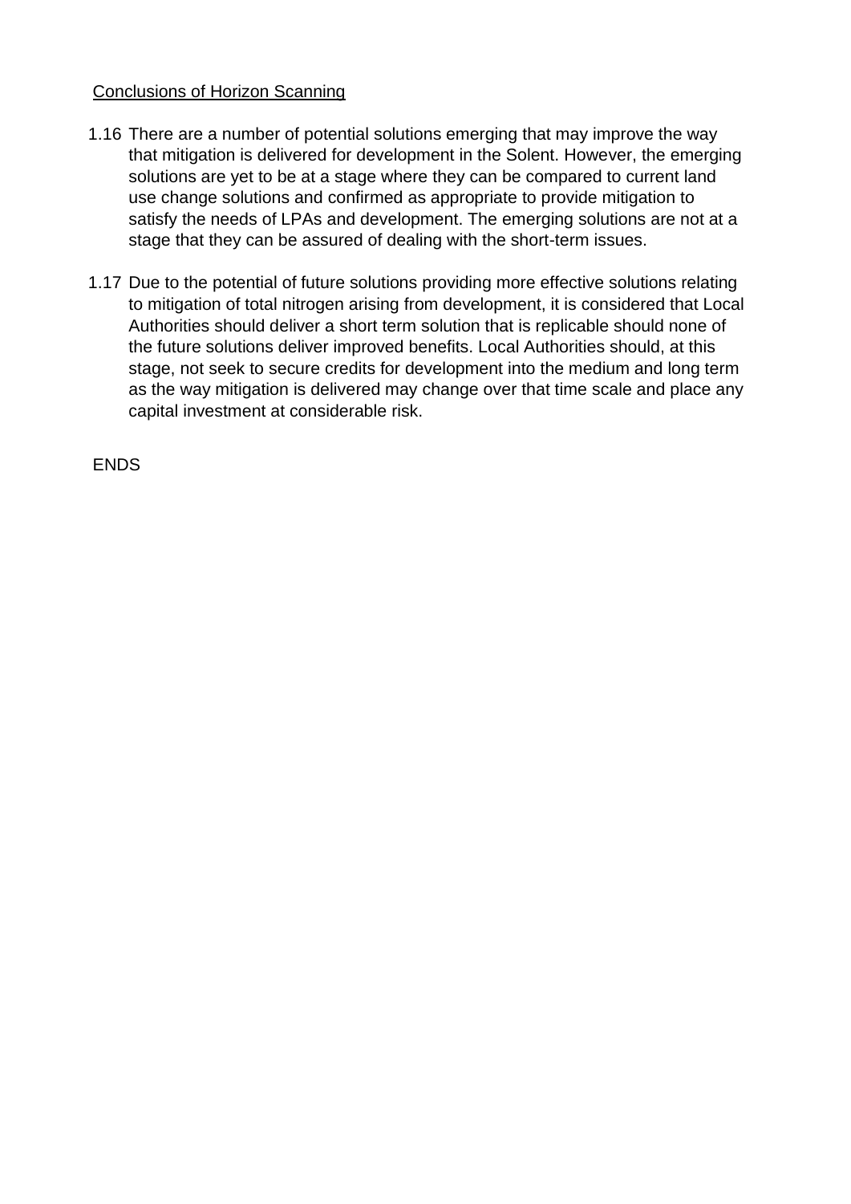Conclusions of Horizon Scanning

1.16 There are a number of potential solutions emerging that may improve the way that mitigation is delivered for development in the Solent. However, the emerging solutions are yet to be at a stage where they can be compared to current land use change solutions and confirmed as appropriate to provide mitigation to satisfy the needs of LPAs and development. The emerging solutions are not at a stage that they can be assured of dealing with the short-term issues.

1.17 Due to the potential of future solutions providing more effective solutions relating to mitigation of total nitrogen arising from development, it is considered that Local Authorities should deliver a short term solution that is replicable should none of the future solutions deliver improved benefits. Local Authorities should, at this stage, not seek to secure credits for development into the medium and long term as the way mitigation is delivered may change over that time scale and place any capital investment at considerable risk.

ENDS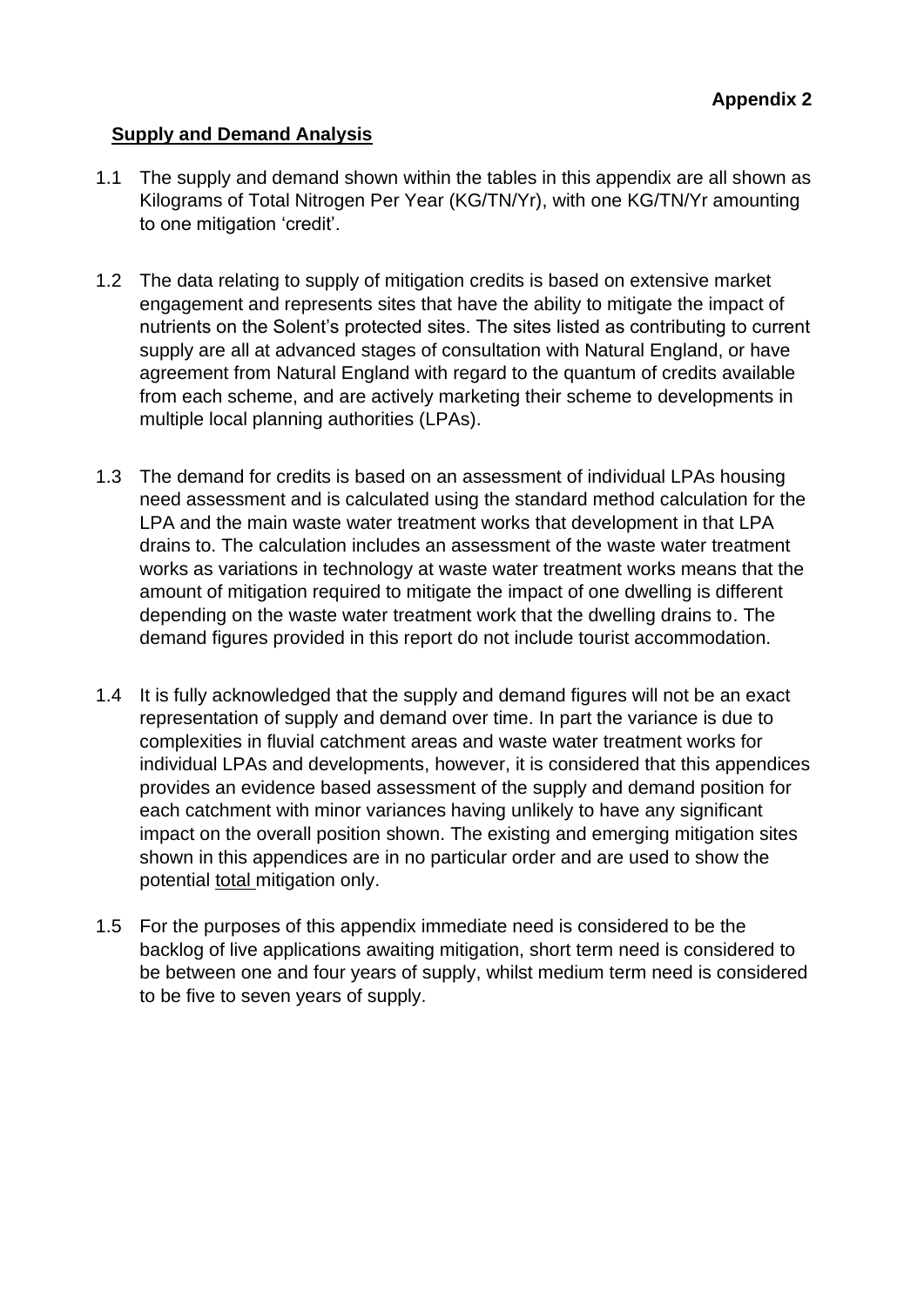**Appendix 2**

## Supply and Demand Analysis

1.1 The supply and demand shown within the tables in this appendix are all shown as Kilograms of Total Nitrogen Per Year (KG/TN/Yr), with one KG/TN/Yr amounting to one mitigation 'credit'.

1.2 The data relating to supply of mitigation credits is based on extensive market engagement and represents sites that have the ability to mitigate the impact of nutrients on the Solent's protected sites. The sites listed as contributing to current supply are all at advanced stages of consultation with Natural England, or have agreement from Natural England with regard to the quantum of credits available from each scheme, and are actively marketing their scheme to developments in multiple local planning authorities (LPAs).

1.3 The demand for credits is based on an assessment of individual LPAs housing need assessment and is calculated using the standard method calculation for the LPA and the main waste water treatment works that development in that LPA drains to. The calculation includes an assessment of the waste water treatment works as variations in technology at waste water treatment works means that the amount of mitigation required to mitigate the impact of one dwelling is different depending on the waste water treatment work that the dwelling drains to. The demand figures provided in this report do not include tourist accommodation.

1.4 It is fully acknowledged that the supply and demand figures will not be an exact representation of supply and demand over time. In part the variance is due to complexities in fluvial catchment areas and waste water treatment works for individual LPAs and developments, however, it is considered that this appendices provides an evidence based assessment of the supply and demand position for each catchment with minor variances having unlikely to have any significant impact on the overall position shown. The existing and emerging mitigation sites shown in this appendices are in no particular order and are used to show the potential total mitigation only.

1.5 For the purposes of this appendix immediate need is considered to be the backlog of live applications awaiting mitigation, short term need is considered to be between one and four years of supply, whilst medium term need is considered to be five to seven years of supply.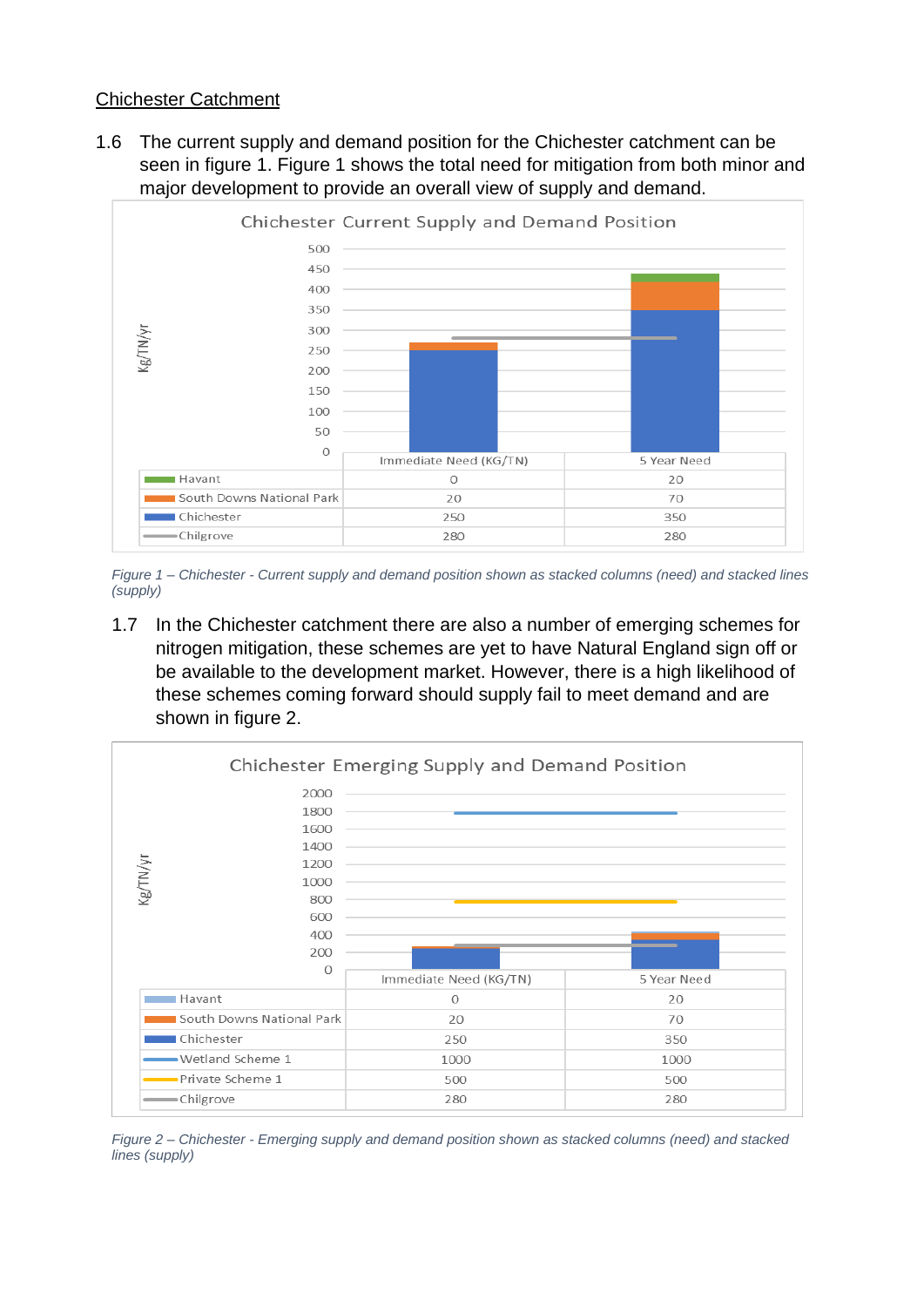<u>Chichester Catchment</u>

1.6 The current supply and demand position for the Chichester catchment can be seen in figure 1. Figure 1 shows the total need for mitigation from both minor and major development to provide an overall view of supply and demand.

**Chichester Current Supply and Demand Position**

| | Immediate Need (KG/TN) | 5 Year Need |
|---|---|---|
| Havant | 0 | 20 |
| South Downs National Park | 20 | 70 |
| Chichester | 250 | 350 |
| Chilgrove | 280 | 280 |

*Figure 1 – Chichester - Current supply and demand position shown as stacked columns (need) and stacked lines (supply)*

1.7 In the Chichester catchment there are also a number of emerging schemes for nitrogen mitigation, these schemes are yet to have Natural England sign off or be available to the development market. However, there is a high likelihood of these schemes coming forward should supply fail to meet demand and are shown in figure 2.

**Chichester Emerging Supply and Demand Position**

| | Immediate Need (KG/TN) | 5 Year Need |
|---|---|---|
| Havant | 0 | 20 |
| South Downs National Park | 20 | 70 |
| Chichester | 250 | 350 |
| Wetland Scheme 1 | 1000 | 1000 |
| Private Scheme 1 | 500 | 500 |
| Chilgrove | 280 | 280 |

*Figure 2 – Chichester - Emerging supply and demand position shown as stacked columns (need) and stacked lines (supply)*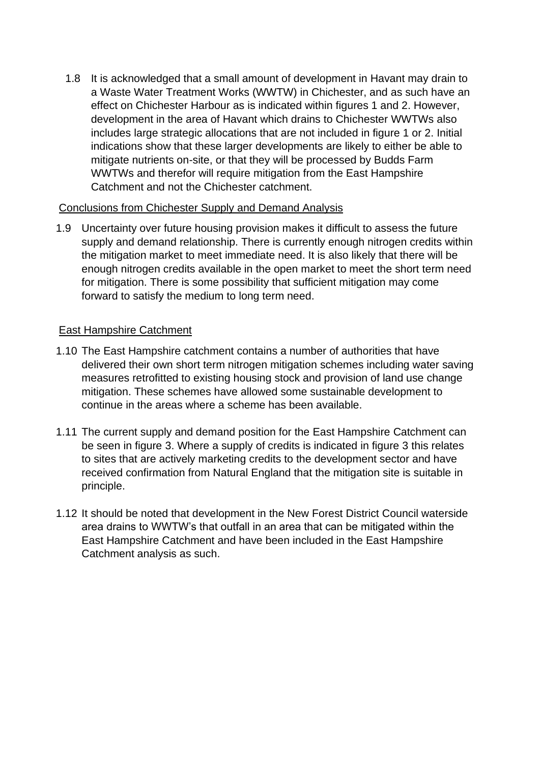1.8 It is acknowledged that a small amount of development in Havant may drain to a Waste Water Treatment Works (WWTW) in Chichester, and as such have an effect on Chichester Harbour as is indicated within figures 1 and 2. However, development in the area of Havant which drains to Chichester WWTWs also includes large strategic allocations that are not included in figure 1 or 2. Initial indications show that these larger developments are likely to either be able to mitigate nutrients on-site, or that they will be processed by Budds Farm WWTWs and therefor will require mitigation from the East Hampshire Catchment and not the Chichester catchment.

<u>Conclusions from Chichester Supply and Demand Analysis</u>

1.9 Uncertainty over future housing provision makes it difficult to assess the future supply and demand relationship. There is currently enough nitrogen credits within the mitigation market to meet immediate need. It is also likely that there will be enough nitrogen credits available in the open market to meet the short term need for mitigation. There is some possibility that sufficient mitigation may come forward to satisfy the medium to long term need.

<u>East Hampshire Catchment</u>

1.10 The East Hampshire catchment contains a number of authorities that have delivered their own short term nitrogen mitigation schemes including water saving measures retrofitted to existing housing stock and provision of land use change mitigation. These schemes have allowed some sustainable development to continue in the areas where a scheme has been available.

1.11 The current supply and demand position for the East Hampshire Catchment can be seen in figure 3. Where a supply of credits is indicated in figure 3 this relates to sites that are actively marketing credits to the development sector and have received confirmation from Natural England that the mitigation site is suitable in principle.

1.12 It should be noted that development in the New Forest District Council waterside area drains to WWTW's that outfall in an area that can be mitigated within the East Hampshire Catchment and have been included in the East Hampshire Catchment analysis as such.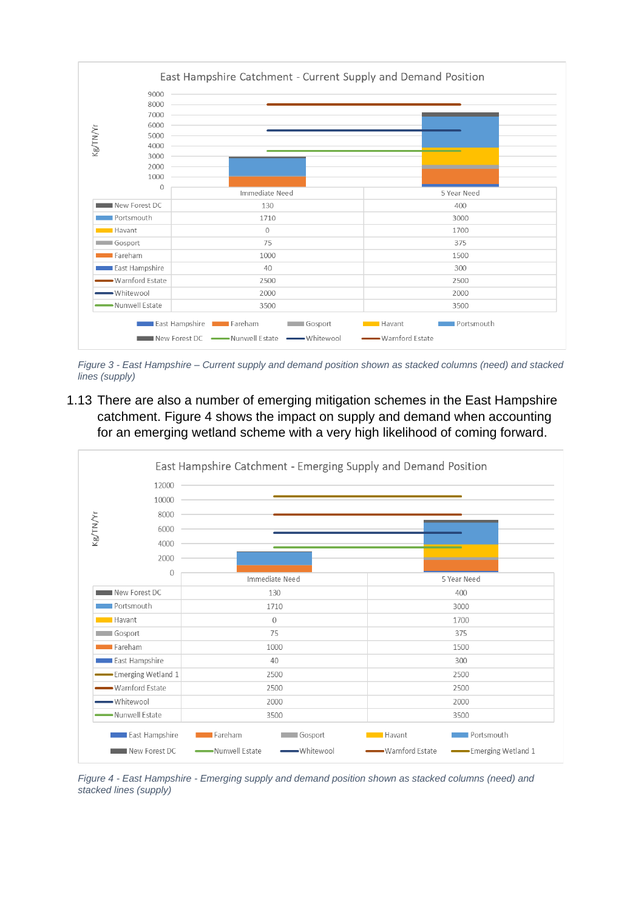**East Hampshire Catchment - Current Supply and Demand Position**

| Kg/TN/Yr | Immediate Need | 5 Year Need |
|---|---|---|
| New Forest DC | 130 | 400 |
| Portsmouth | 1710 | 3000 |
| Havant | 0 | 1700 |
| Gosport | 75 | 375 |
| Fareham | 1000 | 1500 |
| East Hampshire | 40 | 300 |
| Warnford Estate | 2500 | 2500 |
| Whitewool | 2000 | 2000 |
| Nunwell Estate | 3500 | 3500 |

*Figure 3 - East Hampshire – Current supply and demand position shown as stacked columns (need) and stacked lines (supply)*

1.13 There are also a number of emerging mitigation schemes in the East Hampshire catchment. Figure 4 shows the impact on supply and demand when accounting for an emerging wetland scheme with a very high likelihood of coming forward.

**East Hampshire Catchment - Emerging Supply and Demand Position**

| Kg/TN/Yr | Immediate Need | 5 Year Need |
|---|---|---|
| New Forest DC | 130 | 400 |
| Portsmouth | 1710 | 3000 |
| Havant | 0 | 1700 |
| Gosport | 75 | 375 |
| Fareham | 1000 | 1500 |
| East Hampshire | 40 | 300 |
| Emerging Wetland 1 | 2500 | 2500 |
| Warnford Estate | 2500 | 2500 |
| Whitewool | 2000 | 2000 |
| Nunwell Estate | 3500 | 3500 |

*Figure 4 - East Hampshire - Emerging supply and demand position shown as stacked columns (need) and stacked lines (supply)*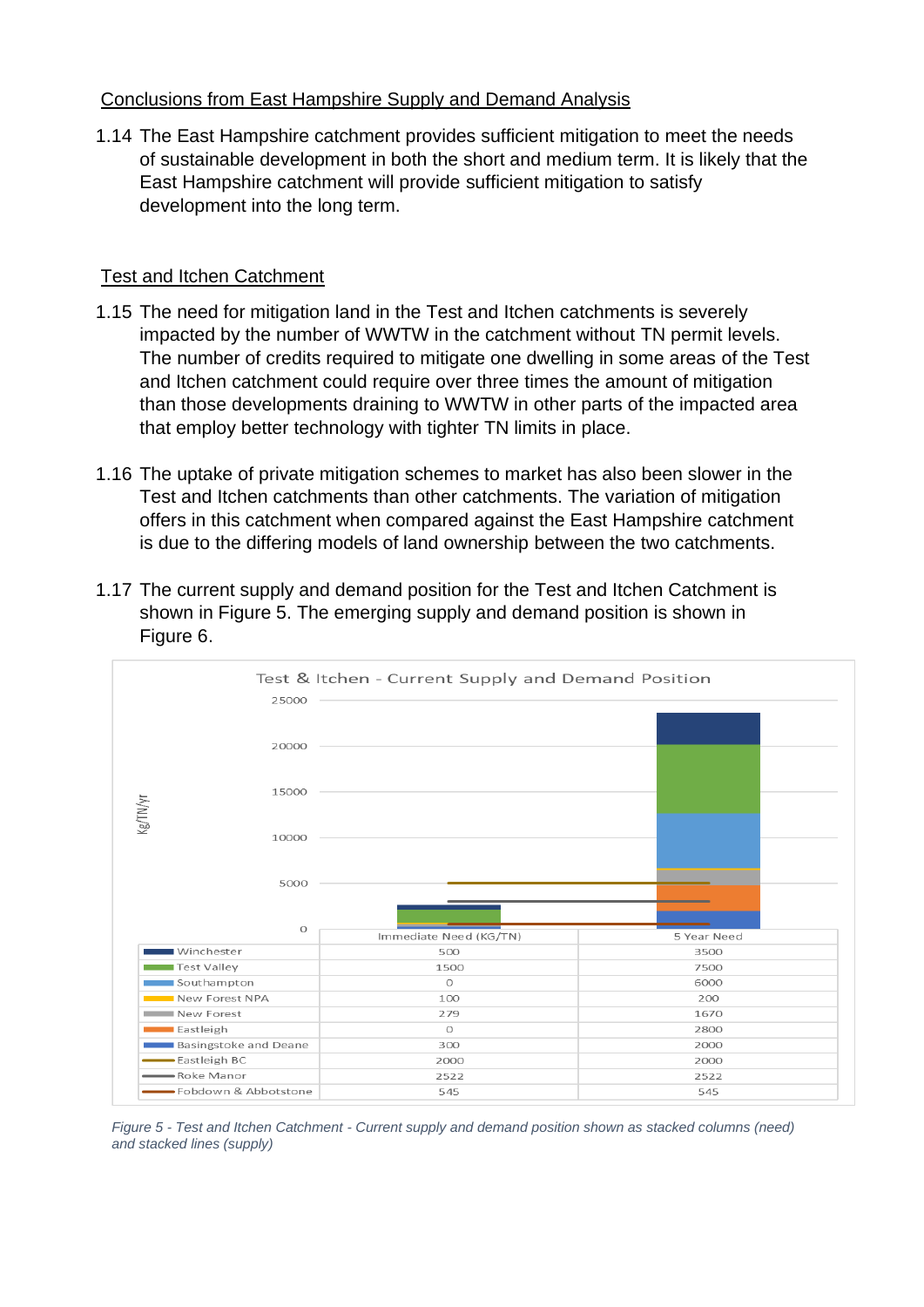Conclusions from East Hampshire Supply and Demand Analysis

1.14 The East Hampshire catchment provides sufficient mitigation to meet the needs of sustainable development in both the short and medium term. It is likely that the East Hampshire catchment will provide sufficient mitigation to satisfy development into the long term.

Test and Itchen Catchment

1.15 The need for mitigation land in the Test and Itchen catchments is severely impacted by the number of WWTW in the catchment without TN permit levels. The number of credits required to mitigate one dwelling in some areas of the Test and Itchen catchment could require over three times the amount of mitigation than those developments draining to WWTW in other parts of the impacted area that employ better technology with tighter TN limits in place.

1.16 The uptake of private mitigation schemes to market has also been slower in the Test and Itchen catchments than other catchments. The variation of mitigation offers in this catchment when compared against the East Hampshire catchment is due to the differing models of land ownership between the two catchments.

1.17 The current supply and demand position for the Test and Itchen Catchment is shown in Figure 5. The emerging supply and demand position is shown in Figure 6.

Test & Itchen - Current Supply and Demand Position

| | Immediate Need (KG/TN) | 5 Year Need |
|---|---|---|
| Winchester | 500 | 3500 |
| Test Valley | 1500 | 7500 |
| Southampton | 0 | 6000 |
| New Forest NPA | 100 | 200 |
| New Forest | 279 | 1670 |
| Eastleigh | 0 | 2800 |
| Basingstoke and Deane | 300 | 2000 |
| Eastleigh BC | 2000 | 2000 |
| Roke Manor | 2522 | 2522 |
| Fobdown & Abbotstone | 545 | 545 |

*Figure 5 - Test and Itchen Catchment - Current supply and demand position shown as stacked columns (need) and stacked lines (supply)*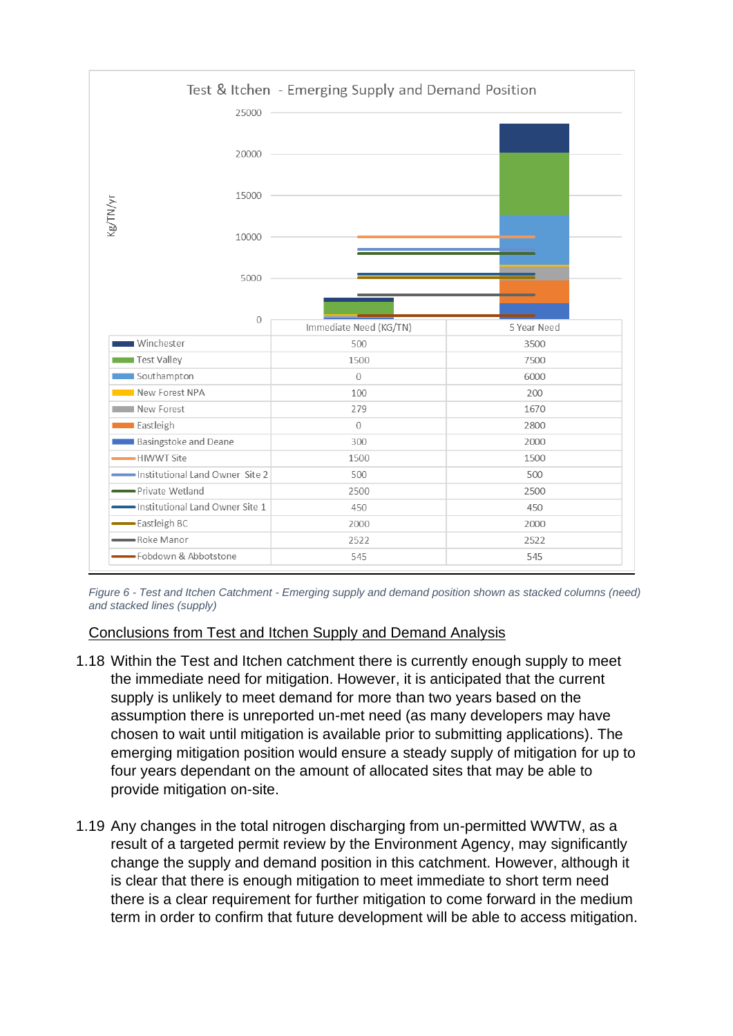**Test & Itchen - Emerging Supply and Demand Position**

| | Immediate Need (KG/TN) | 5 Year Need |
|---|---|---|
| Winchester | 500 | 3500 |
| Test Valley | 1500 | 7500 |
| Southampton | 0 | 6000 |
| New Forest NPA | 100 | 200 |
| New Forest | 279 | 1670 |
| Eastleigh | 0 | 2800 |
| Basingstoke and Deane | 300 | 2000 |
| HIWWT Site | 1500 | 1500 |
| Institutional Land Owner Site 2 | 500 | 500 |
| Private Wetland | 2500 | 2500 |
| Institutional Land Owner Site 1 | 450 | 450 |
| Eastleigh BC | 2000 | 2000 |
| Roke Manor | 2522 | 2522 |
| Fobdown & Abbotstone | 545 | 545 |

*Figure 6 - Test and Itchen Catchment - Emerging supply and demand position shown as stacked columns (need) and stacked lines (supply)*

Conclusions from Test and Itchen Supply and Demand Analysis

1.18 Within the Test and Itchen catchment there is currently enough supply to meet the immediate need for mitigation. However, it is anticipated that the current supply is unlikely to meet demand for more than two years based on the assumption there is unreported un-met need (as many developers may have chosen to wait until mitigation is available prior to submitting applications). The emerging mitigation position would ensure a steady supply of mitigation for up to four years dependant on the amount of allocated sites that may be able to provide mitigation on-site.

1.19 Any changes in the total nitrogen discharging from un-permitted WWTW, as a result of a targeted permit review by the Environment Agency, may significantly change the supply and demand position in this catchment. However, although it is clear that there is enough mitigation to meet immediate to short term need there is a clear requirement for further mitigation to come forward in the medium term in order to confirm that future development will be able to access mitigation.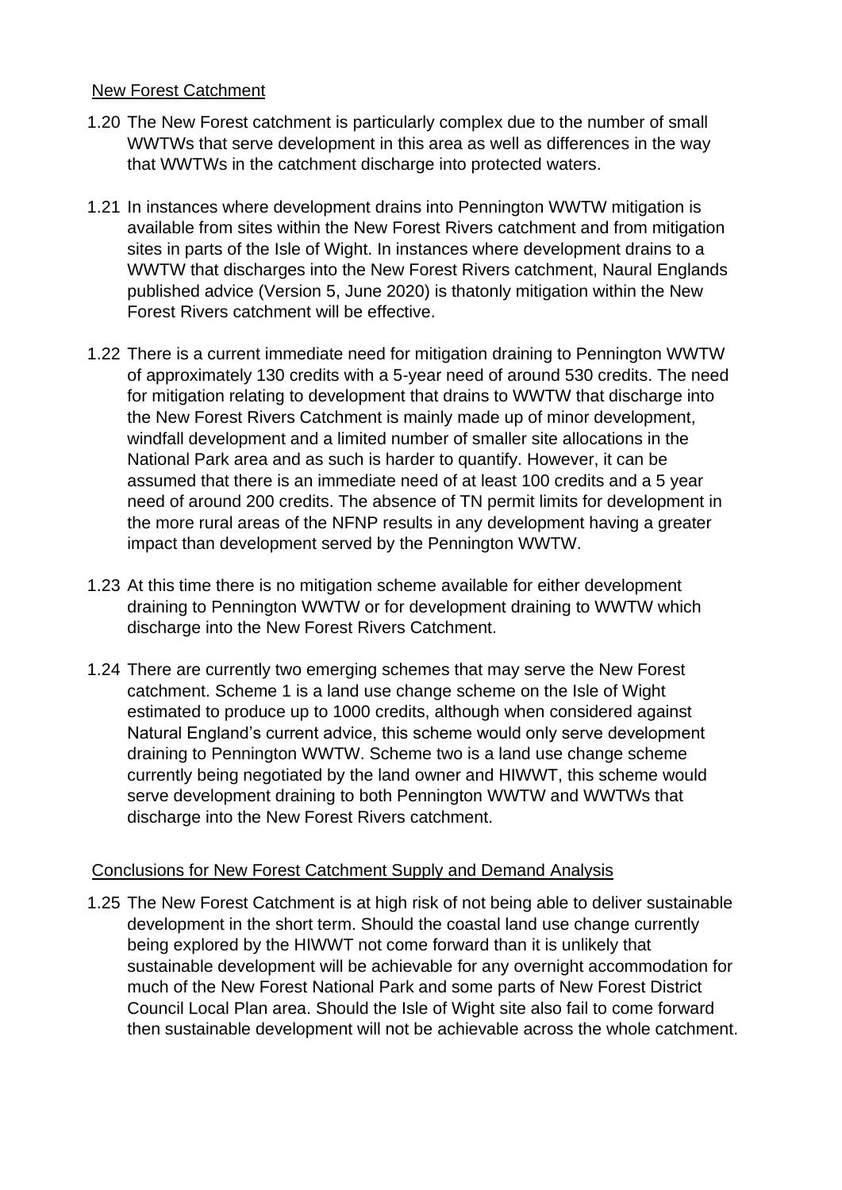New Forest Catchment

1.20 The New Forest catchment is particularly complex due to the number of small WWTWs that serve development in this area as well as differences in the way that WWTWs in the catchment discharge into protected waters.

1.21 In instances where development drains into Pennington WWTW mitigation is available from sites within the New Forest Rivers catchment and from mitigation sites in parts of the Isle of Wight. In instances where development drains to a WWTW that discharges into the New Forest Rivers catchment, Naural Englands published advice (Version 5, June 2020) is thatonly mitigation within the New Forest Rivers catchment will be effective.

1.22 There is a current immediate need for mitigation draining to Pennington WWTW of approximately 130 credits with a 5-year need of around 530 credits. The need for mitigation relating to development that drains to WWTW that discharge into the New Forest Rivers Catchment is mainly made up of minor development, windfall development and a limited number of smaller site allocations in the National Park area and as such is harder to quantify. However, it can be assumed that there is an immediate need of at least 100 credits and a 5 year need of around 200 credits. The absence of TN permit limits for development in the more rural areas of the NFNP results in any development having a greater impact than development served by the Pennington WWTW.

1.23 At this time there is no mitigation scheme available for either development draining to Pennington WWTW or for development draining to WWTW which discharge into the New Forest Rivers Catchment.

1.24 There are currently two emerging schemes that may serve the New Forest catchment. Scheme 1 is a land use change scheme on the Isle of Wight estimated to produce up to 1000 credits, although when considered against Natural England's current advice, this scheme would only serve development draining to Pennington WWTW. Scheme two is a land use change scheme currently being negotiated by the land owner and HIWWT, this scheme would serve development draining to both Pennington WWTW and WWTWs that discharge into the New Forest Rivers catchment.

Conclusions for New Forest Catchment Supply and Demand Analysis

1.25 The New Forest Catchment is at high risk of not being able to deliver sustainable development in the short term. Should the coastal land use change currently being explored by the HIWWT not come forward than it is unlikely that sustainable development will be achievable for any overnight accommodation for much of the New Forest National Park and some parts of New Forest District Council Local Plan area. Should the Isle of Wight site also fail to come forward then sustainable development will not be achievable across the whole catchment.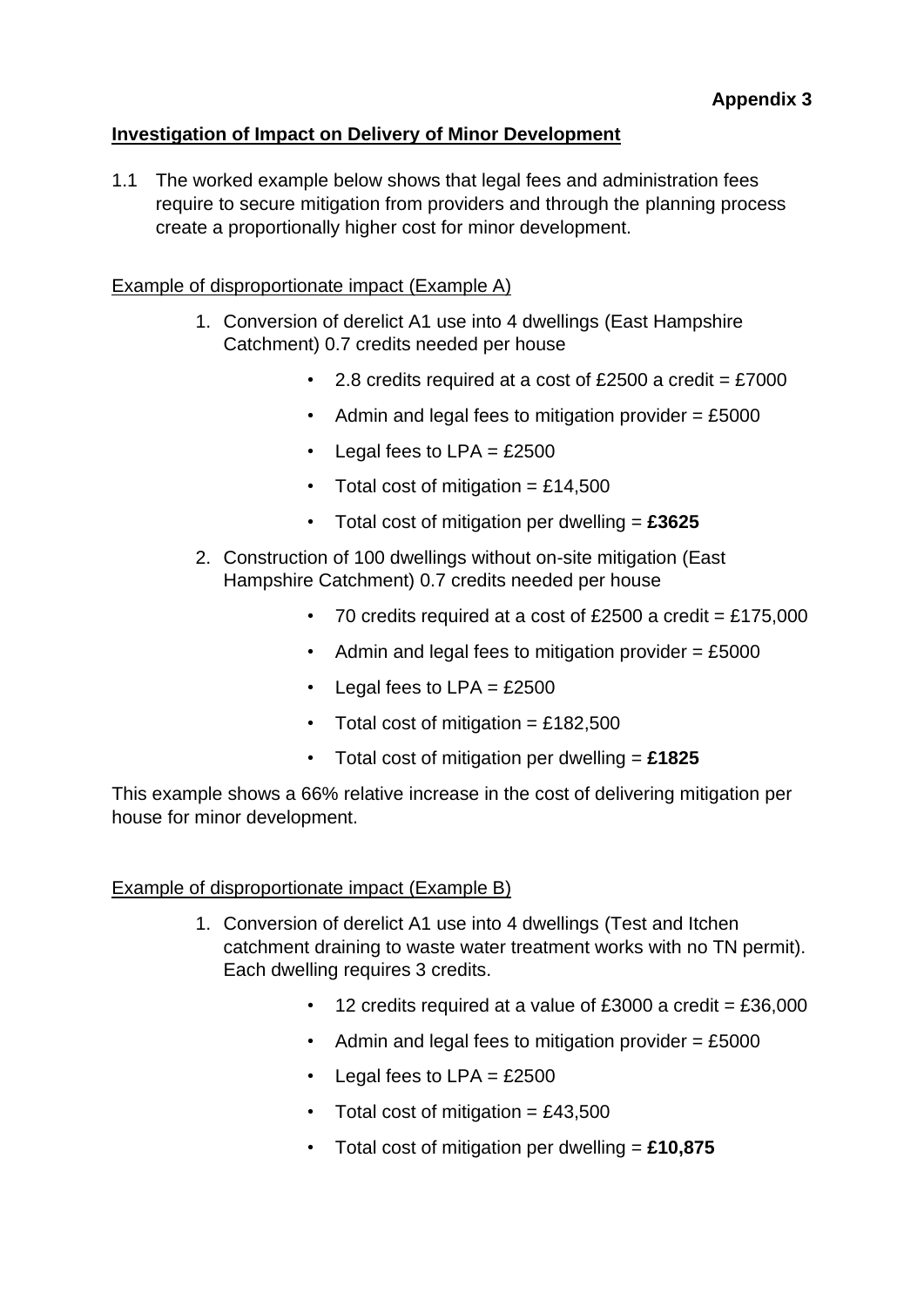**Appendix 3**

**Investigation of Impact on Delivery of Minor Development**

1.1 The worked example below shows that legal fees and administration fees require to secure mitigation from providers and through the planning process create a proportionally higher cost for minor development.

Example of disproportionate impact (Example A)

1. Conversion of derelict A1 use into 4 dwellings (East Hampshire Catchment) 0.7 credits needed per house
   - 2.8 credits required at a cost of £2500 a credit = £7000
   - Admin and legal fees to mitigation provider = £5000
   - Legal fees to LPA = £2500
   - Total cost of mitigation = £14,500
   - Total cost of mitigation per dwelling = **£3625**
2. Construction of 100 dwellings without on-site mitigation (East Hampshire Catchment) 0.7 credits needed per house
   - 70 credits required at a cost of £2500 a credit = £175,000
   - Admin and legal fees to mitigation provider = £5000
   - Legal fees to LPA = £2500
   - Total cost of mitigation = £182,500
   - Total cost of mitigation per dwelling = **£1825**

This example shows a 66% relative increase in the cost of delivering mitigation per house for minor development.

Example of disproportionate impact (Example B)

1. Conversion of derelict A1 use into 4 dwellings (Test and Itchen catchment draining to waste water treatment works with no TN permit). Each dwelling requires 3 credits.
   - 12 credits required at a value of £3000 a credit = £36,000
   - Admin and legal fees to mitigation provider = £5000
   - Legal fees to LPA = £2500
   - Total cost of mitigation = £43,500
   - Total cost of mitigation per dwelling = **£10,875**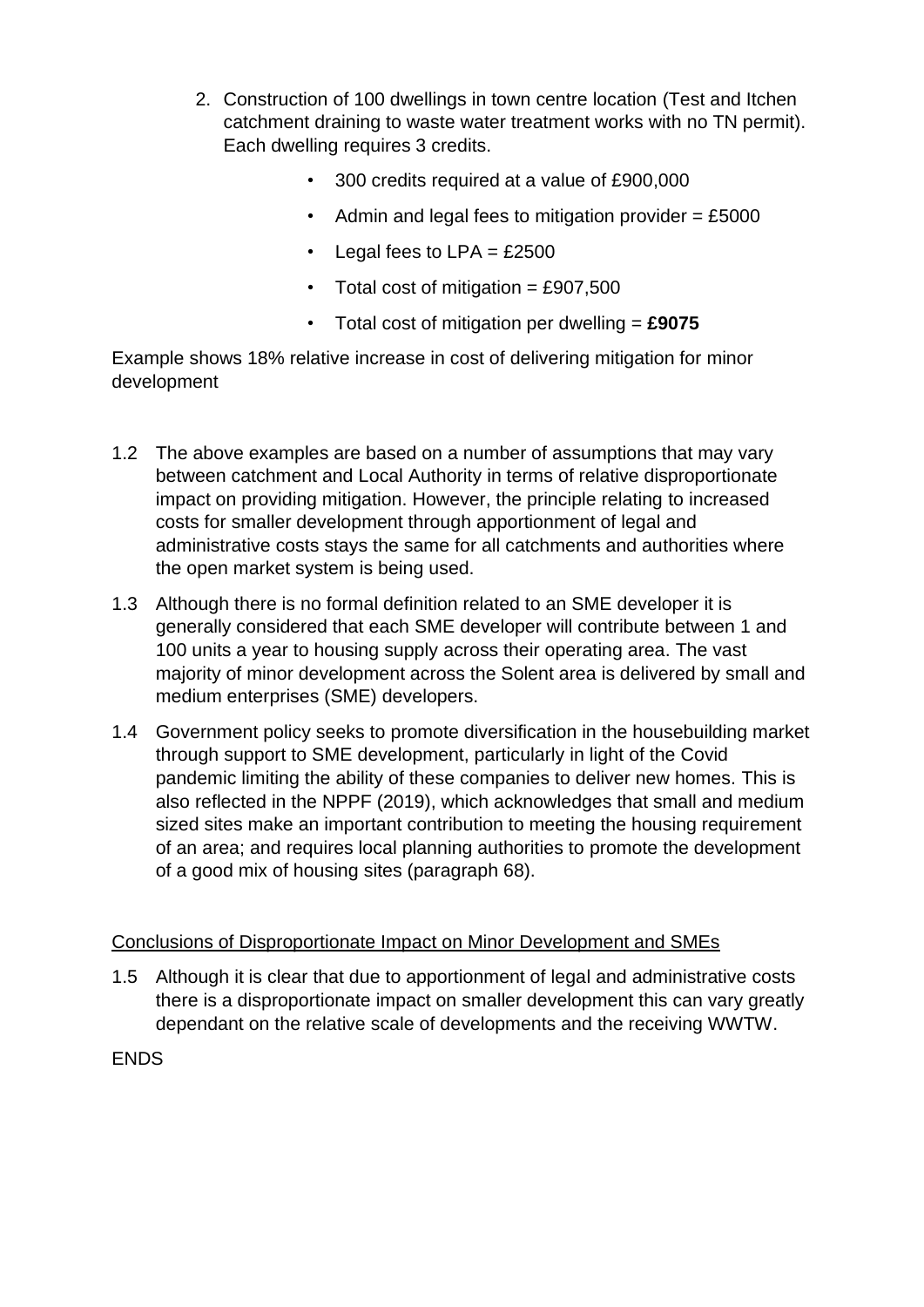2. Construction of 100 dwellings in town centre location (Test and Itchen catchment draining to waste water treatment works with no TN permit). Each dwelling requires 3 credits.

   - 300 credits required at a value of £900,000
   - Admin and legal fees to mitigation provider = £5000
   - Legal fees to LPA = £2500
   - Total cost of mitigation = £907,500
   - Total cost of mitigation per dwelling = **£9075**

Example shows 18% relative increase in cost of delivering mitigation for minor development

1.2 The above examples are based on a number of assumptions that may vary between catchment and Local Authority in terms of relative disproportionate impact on providing mitigation. However, the principle relating to increased costs for smaller development through apportionment of legal and administrative costs stays the same for all catchments and authorities where the open market system is being used.

1.3 Although there is no formal definition related to an SME developer it is generally considered that each SME developer will contribute between 1 and 100 units a year to housing supply across their operating area. The vast majority of minor development across the Solent area is delivered by small and medium enterprises (SME) developers.

1.4 Government policy seeks to promote diversification in the housebuilding market through support to SME development, particularly in light of the Covid pandemic limiting the ability of these companies to deliver new homes. This is also reflected in the NPPF (2019), which acknowledges that small and medium sized sites make an important contribution to meeting the housing requirement of an area; and requires local planning authorities to promote the development of a good mix of housing sites (paragraph 68).

<u>Conclusions of Disproportionate Impact on Minor Development and SMEs</u>

1.5 Although it is clear that due to apportionment of legal and administrative costs there is a disproportionate impact on smaller development this can vary greatly dependant on the relative scale of developments and the receiving WWTW.

ENDS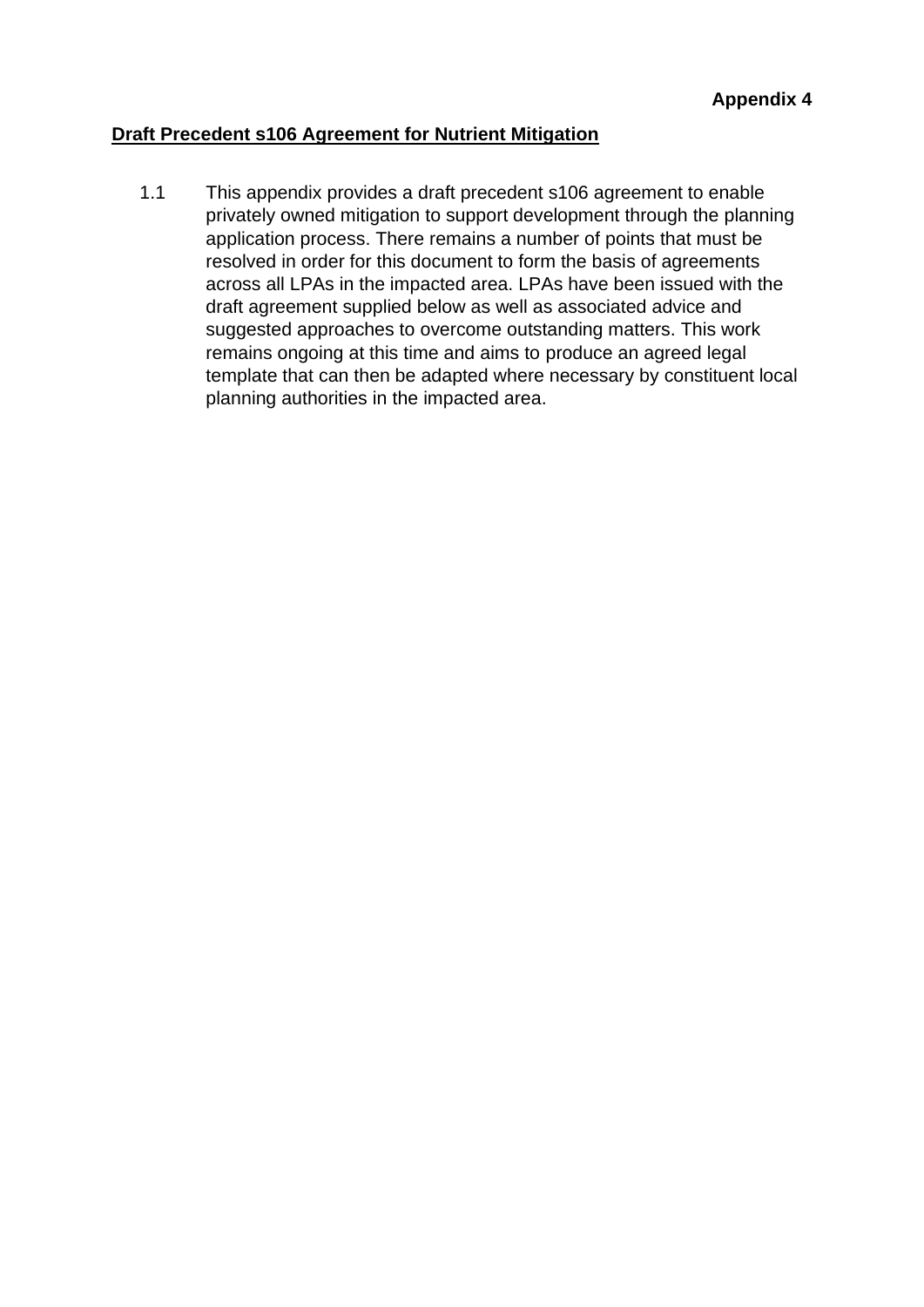**Appendix 4**

**Draft Precedent s106 Agreement for Nutrient Mitigation**

1.1 This appendix provides a draft precedent s106 agreement to enable privately owned mitigation to support development through the planning application process. There remains a number of points that must be resolved in order for this document to form the basis of agreements across all LPAs in the impacted area. LPAs have been issued with the draft agreement supplied below as well as associated advice and suggested approaches to overcome outstanding matters. This work remains ongoing at this time and aims to produce an agreed legal template that can then be adapted where necessary by constituent local planning authorities in the impacted area.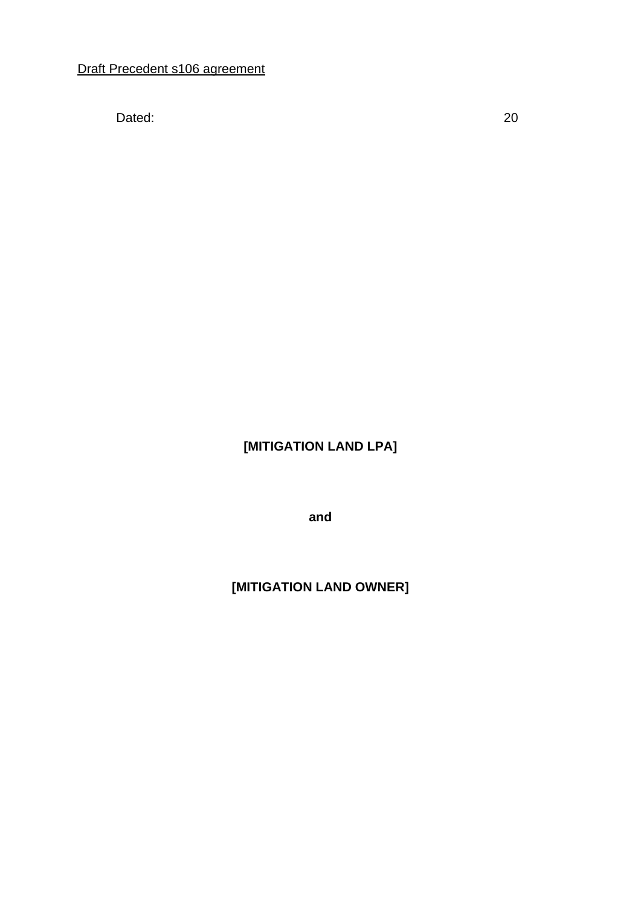Draft Precedent s106 agreement

Dated: 20

**[MITIGATION LAND LPA]**

**and**

**[MITIGATION LAND OWNER]**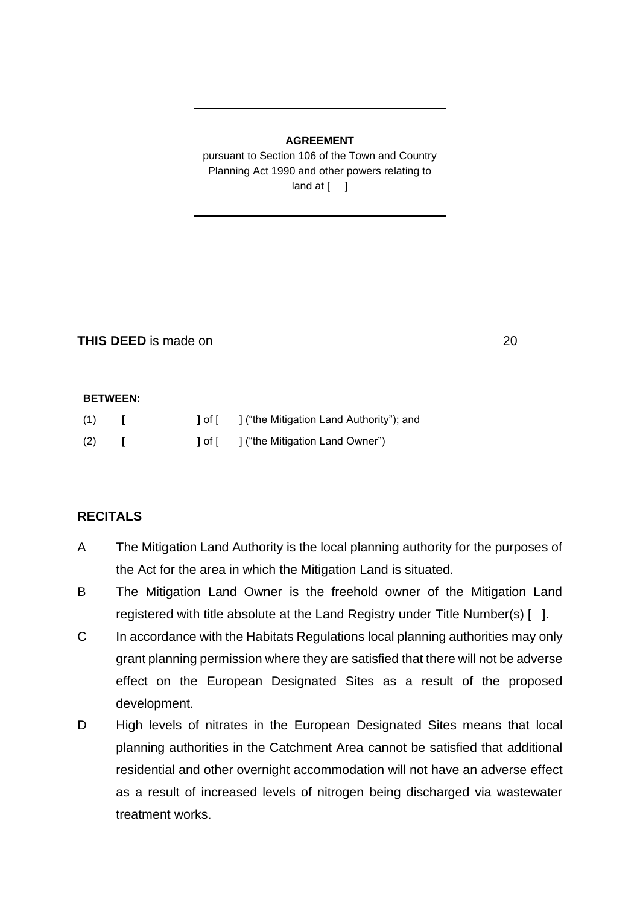**AGREEMENT**

pursuant to Section 106 of the Town and Country Planning Act 1990 and other powers relating to land at [ ]

**THIS DEED** is made on 20

**BETWEEN:**

(1) **[ ]** of [ ] ("the Mitigation Land Authority"); and

(2) **[ ]** of [ ] ("the Mitigation Land Owner")

## RECITALS

A The Mitigation Land Authority is the local planning authority for the purposes of the Act for the area in which the Mitigation Land is situated.

B The Mitigation Land Owner is the freehold owner of the Mitigation Land registered with title absolute at the Land Registry under Title Number(s) [ ].

C In accordance with the Habitats Regulations local planning authorities may only grant planning permission where they are satisfied that there will not be adverse effect on the European Designated Sites as a result of the proposed development.

D High levels of nitrates in the European Designated Sites means that local planning authorities in the Catchment Area cannot be satisfied that additional residential and other overnight accommodation will not have an adverse effect as a result of increased levels of nitrogen being discharged via wastewater treatment works.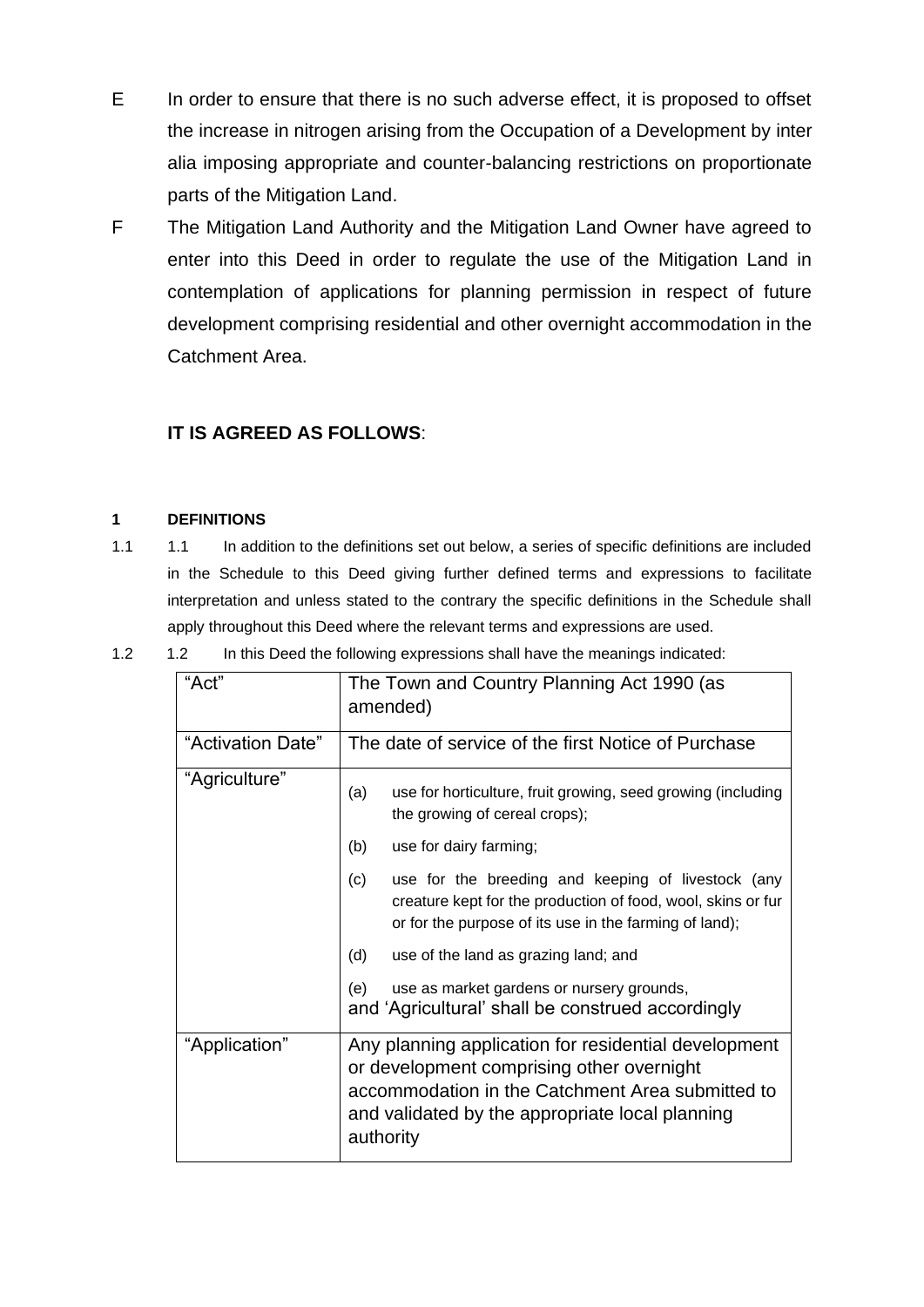E In order to ensure that there is no such adverse effect, it is proposed to offset the increase in nitrogen arising from the Occupation of a Development by inter alia imposing appropriate and counter-balancing restrictions on proportionate parts of the Mitigation Land.

F The Mitigation Land Authority and the Mitigation Land Owner have agreed to enter into this Deed in order to regulate the use of the Mitigation Land in contemplation of applications for planning permission in respect of future development comprising residential and other overnight accommodation in the Catchment Area.

**IT IS AGREED AS FOLLOWS**:

**1 DEFINITIONS**

1.1 1.1 In addition to the definitions set out below, a series of specific definitions are included in the Schedule to this Deed giving further defined terms and expressions to facilitate interpretation and unless stated to the contrary the specific definitions in the Schedule shall apply throughout this Deed where the relevant terms and expressions are used.

1.2 1.2 In this Deed the following expressions shall have the meanings indicated:

| | |
|---|---|
| "Act" | The Town and Country Planning Act 1990 (as amended) |
| "Activation Date" | The date of service of the first Notice of Purchase |
| "Agriculture" | (a) use for horticulture, fruit growing, seed growing (including the growing of cereal crops);<br>(b) use for dairy farming;<br>(c) use for the breeding and keeping of livestock (any creature kept for the production of food, wool, skins or fur or for the purpose of its use in the farming of land);<br>(d) use of the land as grazing land; and<br>(e) use as market gardens or nursery grounds,<br>and 'Agricultural' shall be construed accordingly |
| "Application" | Any planning application for residential development or development comprising other overnight accommodation in the Catchment Area submitted to and validated by the appropriate local planning authority |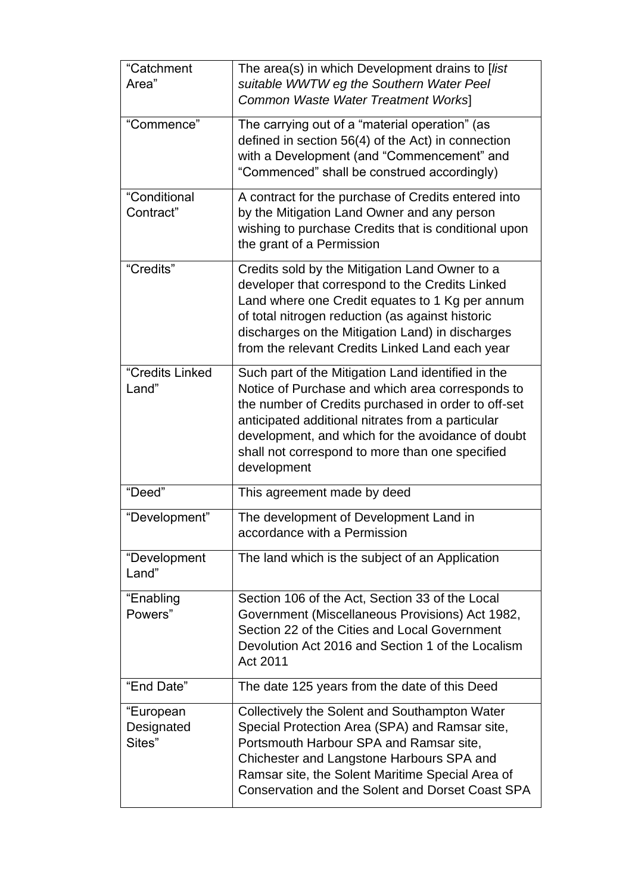| | |
|---|---|
| "Catchment Area" | The area(s) in which Development drains to [*list suitable WWTW eg the Southern Water Peel Common Waste Water Treatment Works*] |
| "Commence" | The carrying out of a "material operation" (as defined in section 56(4) of the Act) in connection with a Development (and "Commencement" and "Commenced" shall be construed accordingly) |
| "Conditional Contract" | A contract for the purchase of Credits entered into by the Mitigation Land Owner and any person wishing to purchase Credits that is conditional upon the grant of a Permission |
| "Credits" | Credits sold by the Mitigation Land Owner to a developer that correspond to the Credits Linked Land where one Credit equates to 1 Kg per annum of total nitrogen reduction (as against historic discharges on the Mitigation Land) in discharges from the relevant Credits Linked Land each year |
| "Credits Linked Land" | Such part of the Mitigation Land identified in the Notice of Purchase and which area corresponds to the number of Credits purchased in order to off-set anticipated additional nitrates from a particular development, and which for the avoidance of doubt shall not correspond to more than one specified development |
| "Deed" | This agreement made by deed |
| "Development" | The development of Development Land in accordance with a Permission |
| "Development Land" | The land which is the subject of an Application |
| "Enabling Powers" | Section 106 of the Act, Section 33 of the Local Government (Miscellaneous Provisions) Act 1982, Section 22 of the Cities and Local Government Devolution Act 2016 and Section 1 of the Localism Act 2011 |
| "End Date" | The date 125 years from the date of this Deed |
| "European Designated Sites" | Collectively the Solent and Southampton Water Special Protection Area (SPA) and Ramsar site, Portsmouth Harbour SPA and Ramsar site, Chichester and Langstone Harbours SPA and Ramsar site, the Solent Maritime Special Area of Conservation and the Solent and Dorset Coast SPA |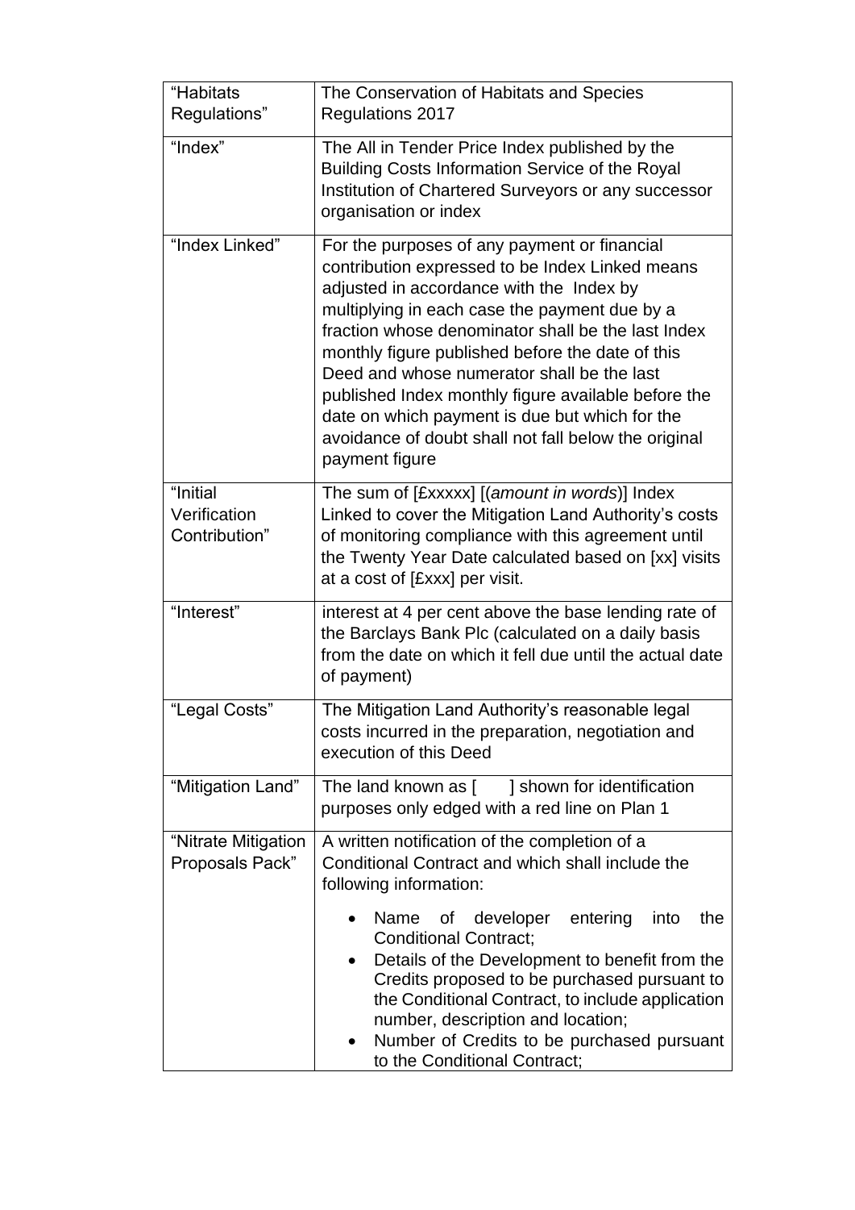| | |
|---|---|
| "Habitats Regulations" | The Conservation of Habitats and Species Regulations 2017 |
| "Index" | The All in Tender Price Index published by the Building Costs Information Service of the Royal Institution of Chartered Surveyors or any successor organisation or index |
| "Index Linked" | For the purposes of any payment or financial contribution expressed to be Index Linked means adjusted in accordance with the Index by multiplying in each case the payment due by a fraction whose denominator shall be the last Index monthly figure published before the date of this Deed and whose numerator shall be the last published Index monthly figure available before the date on which payment is due but which for the avoidance of doubt shall not fall below the original payment figure |
| "Initial Verification Contribution" | The sum of [£xxxxx] [(*amount in words*)] Index Linked to cover the Mitigation Land Authority's costs of monitoring compliance with this agreement until the Twenty Year Date calculated based on [xx] visits at a cost of [£xxx] per visit. |
| "Interest" | interest at 4 per cent above the base lending rate of the Barclays Bank Plc (calculated on a daily basis from the date on which it fell due until the actual date of payment) |
| "Legal Costs" | The Mitigation Land Authority's reasonable legal costs incurred in the preparation, negotiation and execution of this Deed |
| "Mitigation Land" | The land known as [ ] shown for identification purposes only edged with a red line on Plan 1 |
| "Nitrate Mitigation Proposals Pack" | A written notification of the completion of a Conditional Contract and which shall include the following information: <br>• Name of developer entering into the Conditional Contract; <br>• Details of the Development to benefit from the Credits proposed to be purchased pursuant to the Conditional Contract, to include application number, description and location; <br>• Number of Credits to be purchased pursuant to the Conditional Contract; |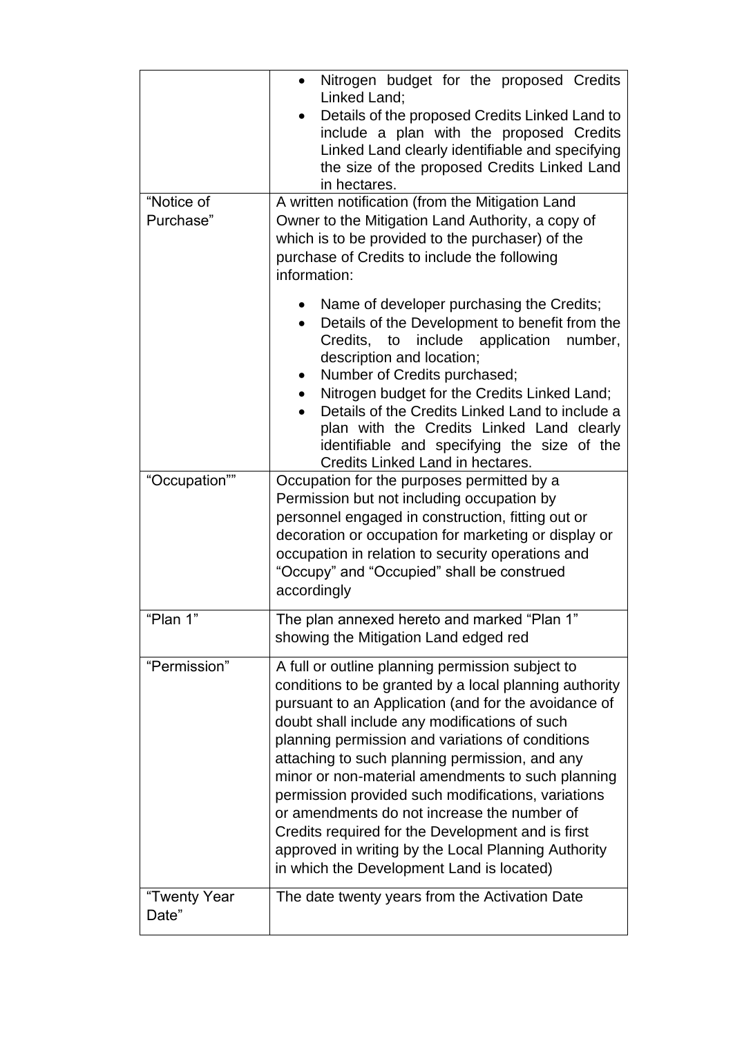| | |
|---|---|
| | • Nitrogen budget for the proposed Credits Linked Land;<br>• Details of the proposed Credits Linked Land to include a plan with the proposed Credits Linked Land clearly identifiable and specifying the size of the proposed Credits Linked Land in hectares. |
| "Notice of Purchase" | A written notification (from the Mitigation Land Owner to the Mitigation Land Authority, a copy of which is to be provided to the purchaser) of the purchase of Credits to include the following information:<br><br>• Name of developer purchasing the Credits;<br>• Details of the Development to benefit from the Credits, to include application number, description and location;<br>• Number of Credits purchased;<br>• Nitrogen budget for the Credits Linked Land;<br>• Details of the Credits Linked Land to include a plan with the Credits Linked Land clearly identifiable and specifying the size of the Credits Linked Land in hectares. |
| "Occupation"" | Occupation for the purposes permitted by a Permission but not including occupation by personnel engaged in construction, fitting out or decoration or occupation for marketing or display or occupation in relation to security operations and "Occupy" and "Occupied" shall be construed accordingly |
| "Plan 1" | The plan annexed hereto and marked "Plan 1" showing the Mitigation Land edged red |
| "Permission" | A full or outline planning permission subject to conditions to be granted by a local planning authority pursuant to an Application (and for the avoidance of doubt shall include any modifications of such planning permission and variations of conditions attaching to such planning permission, and any minor or non-material amendments to such planning permission provided such modifications, variations or amendments do not increase the number of Credits required for the Development and is first approved in writing by the Local Planning Authority in which the Development Land is located) |
| "Twenty Year Date" | The date twenty years from the Activation Date |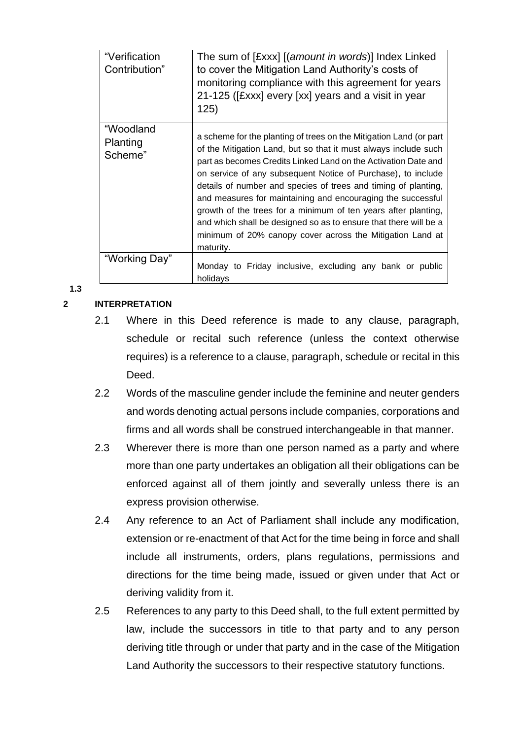| | |
|---|---|
| "Verification Contribution" | The sum of [£xxx] [(*amount in words*)] Index Linked to cover the Mitigation Land Authority's costs of monitoring compliance with this agreement for years 21-125 ([£xxx] every [xx] years and a visit in year 125) |
| "Woodland Planting Scheme" | a scheme for the planting of trees on the Mitigation Land (or part of the Mitigation Land, but so that it must always include such part as becomes Credits Linked Land on the Activation Date and on service of any subsequent Notice of Purchase), to include details of number and species of trees and timing of planting, and measures for maintaining and encouraging the successful growth of the trees for a minimum of ten years after planting, and which shall be designed so as to ensure that there will be a minimum of 20% canopy cover across the Mitigation Land at maturity. |
| "Working Day" | Monday to Friday inclusive, excluding any bank or public holidays |

**1.3**

**2 INTERPRETATION**

2.1 Where in this Deed reference is made to any clause, paragraph, schedule or recital such reference (unless the context otherwise requires) is a reference to a clause, paragraph, schedule or recital in this Deed.

2.2 Words of the masculine gender include the feminine and neuter genders and words denoting actual persons include companies, corporations and firms and all words shall be construed interchangeable in that manner.

2.3 Wherever there is more than one person named as a party and where more than one party undertakes an obligation all their obligations can be enforced against all of them jointly and severally unless there is an express provision otherwise.

2.4 Any reference to an Act of Parliament shall include any modification, extension or re-enactment of that Act for the time being in force and shall include all instruments, orders, plans regulations, permissions and directions for the time being made, issued or given under that Act or deriving validity from it.

2.5 References to any party to this Deed shall, to the full extent permitted by law, include the successors in title to that party and to any person deriving title through or under that party and in the case of the Mitigation Land Authority the successors to their respective statutory functions.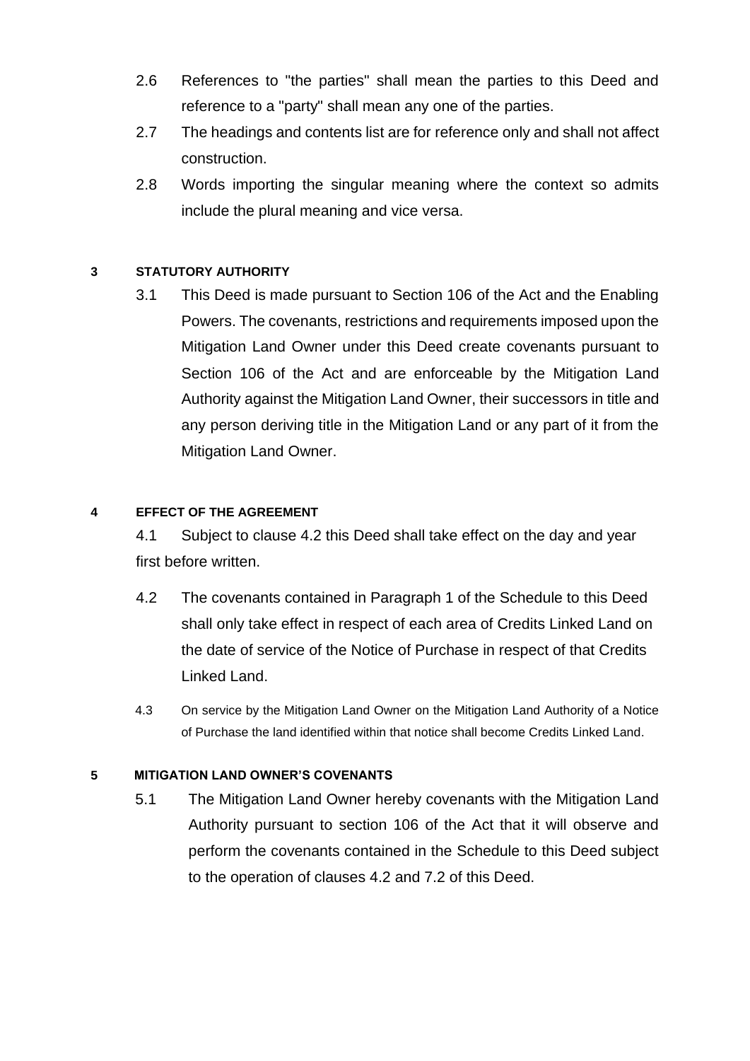2.6 References to "the parties" shall mean the parties to this Deed and reference to a "party" shall mean any one of the parties.

2.7 The headings and contents list are for reference only and shall not affect construction.

2.8 Words importing the singular meaning where the context so admits include the plural meaning and vice versa.

## 3 STATUTORY AUTHORITY

3.1 This Deed is made pursuant to Section 106 of the Act and the Enabling Powers. The covenants, restrictions and requirements imposed upon the Mitigation Land Owner under this Deed create covenants pursuant to Section 106 of the Act and are enforceable by the Mitigation Land Authority against the Mitigation Land Owner, their successors in title and any person deriving title in the Mitigation Land or any part of it from the Mitigation Land Owner.

## 4 EFFECT OF THE AGREEMENT

4.1 Subject to clause 4.2 this Deed shall take effect on the day and year first before written.

4.2 The covenants contained in Paragraph 1 of the Schedule to this Deed shall only take effect in respect of each area of Credits Linked Land on the date of service of the Notice of Purchase in respect of that Credits Linked Land.

4.3 On service by the Mitigation Land Owner on the Mitigation Land Authority of a Notice of Purchase the land identified within that notice shall become Credits Linked Land.

## 5 MITIGATION LAND OWNER'S COVENANTS

5.1 The Mitigation Land Owner hereby covenants with the Mitigation Land Authority pursuant to section 106 of the Act that it will observe and perform the covenants contained in the Schedule to this Deed subject to the operation of clauses 4.2 and 7.2 of this Deed.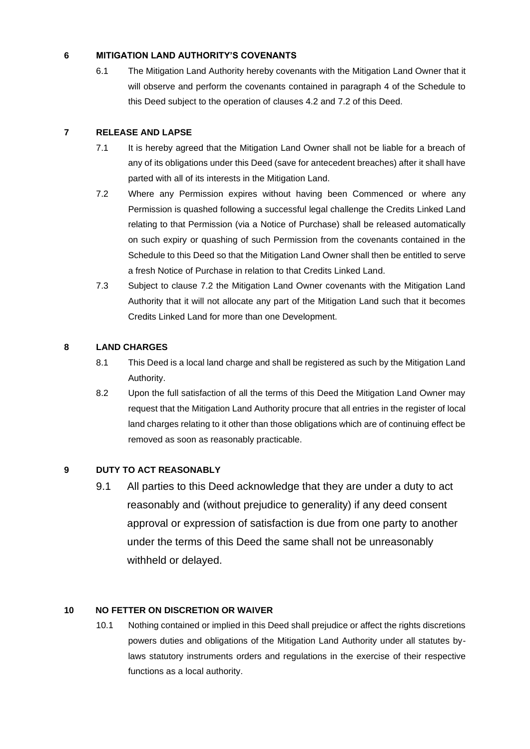## 6 MITIGATION LAND AUTHORITY'S COVENANTS

6.1 The Mitigation Land Authority hereby covenants with the Mitigation Land Owner that it will observe and perform the covenants contained in paragraph 4 of the Schedule to this Deed subject to the operation of clauses 4.2 and 7.2 of this Deed.

## 7 RELEASE AND LAPSE

7.1 It is hereby agreed that the Mitigation Land Owner shall not be liable for a breach of any of its obligations under this Deed (save for antecedent breaches) after it shall have parted with all of its interests in the Mitigation Land.

7.2 Where any Permission expires without having been Commenced or where any Permission is quashed following a successful legal challenge the Credits Linked Land relating to that Permission (via a Notice of Purchase) shall be released automatically on such expiry or quashing of such Permission from the covenants contained in the Schedule to this Deed so that the Mitigation Land Owner shall then be entitled to serve a fresh Notice of Purchase in relation to that Credits Linked Land.

7.3 Subject to clause 7.2 the Mitigation Land Owner covenants with the Mitigation Land Authority that it will not allocate any part of the Mitigation Land such that it becomes Credits Linked Land for more than one Development.

## 8 LAND CHARGES

8.1 This Deed is a local land charge and shall be registered as such by the Mitigation Land Authority.

8.2 Upon the full satisfaction of all the terms of this Deed the Mitigation Land Owner may request that the Mitigation Land Authority procure that all entries in the register of local land charges relating to it other than those obligations which are of continuing effect be removed as soon as reasonably practicable.

## 9 DUTY TO ACT REASONABLY

9.1 All parties to this Deed acknowledge that they are under a duty to act reasonably and (without prejudice to generality) if any deed consent approval or expression of satisfaction is due from one party to another under the terms of this Deed the same shall not be unreasonably withheld or delayed.

## 10 NO FETTER ON DISCRETION OR WAIVER

10.1 Nothing contained or implied in this Deed shall prejudice or affect the rights discretions powers duties and obligations of the Mitigation Land Authority under all statutes by-laws statutory instruments orders and regulations in the exercise of their respective functions as a local authority.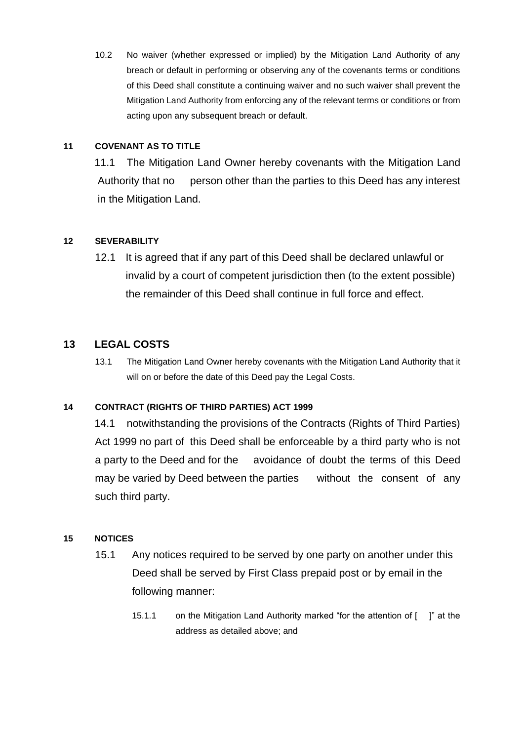10.2 No waiver (whether expressed or implied) by the Mitigation Land Authority of any breach or default in performing or observing any of the covenants terms or conditions of this Deed shall constitute a continuing waiver and no such waiver shall prevent the Mitigation Land Authority from enforcing any of the relevant terms or conditions or from acting upon any subsequent breach or default.

**11 COVENANT AS TO TITLE**

11.1 The Mitigation Land Owner hereby covenants with the Mitigation Land Authority that no person other than the parties to this Deed has any interest in the Mitigation Land.

**12 SEVERABILITY**

12.1 It is agreed that if any part of this Deed shall be declared unlawful or invalid by a court of competent jurisdiction then (to the extent possible) the remainder of this Deed shall continue in full force and effect.

**13 LEGAL COSTS**

13.1 The Mitigation Land Owner hereby covenants with the Mitigation Land Authority that it will on or before the date of this Deed pay the Legal Costs.

**14 CONTRACT (RIGHTS OF THIRD PARTIES) ACT 1999**

14.1 notwithstanding the provisions of the Contracts (Rights of Third Parties) Act 1999 no part of this Deed shall be enforceable by a third party who is not a party to the Deed and for the avoidance of doubt the terms of this Deed may be varied by Deed between the parties without the consent of any such third party.

**15 NOTICES**

15.1 Any notices required to be served by one party on another under this Deed shall be served by First Class prepaid post or by email in the following manner:

15.1.1 on the Mitigation Land Authority marked "for the attention of [ ]" at the address as detailed above; and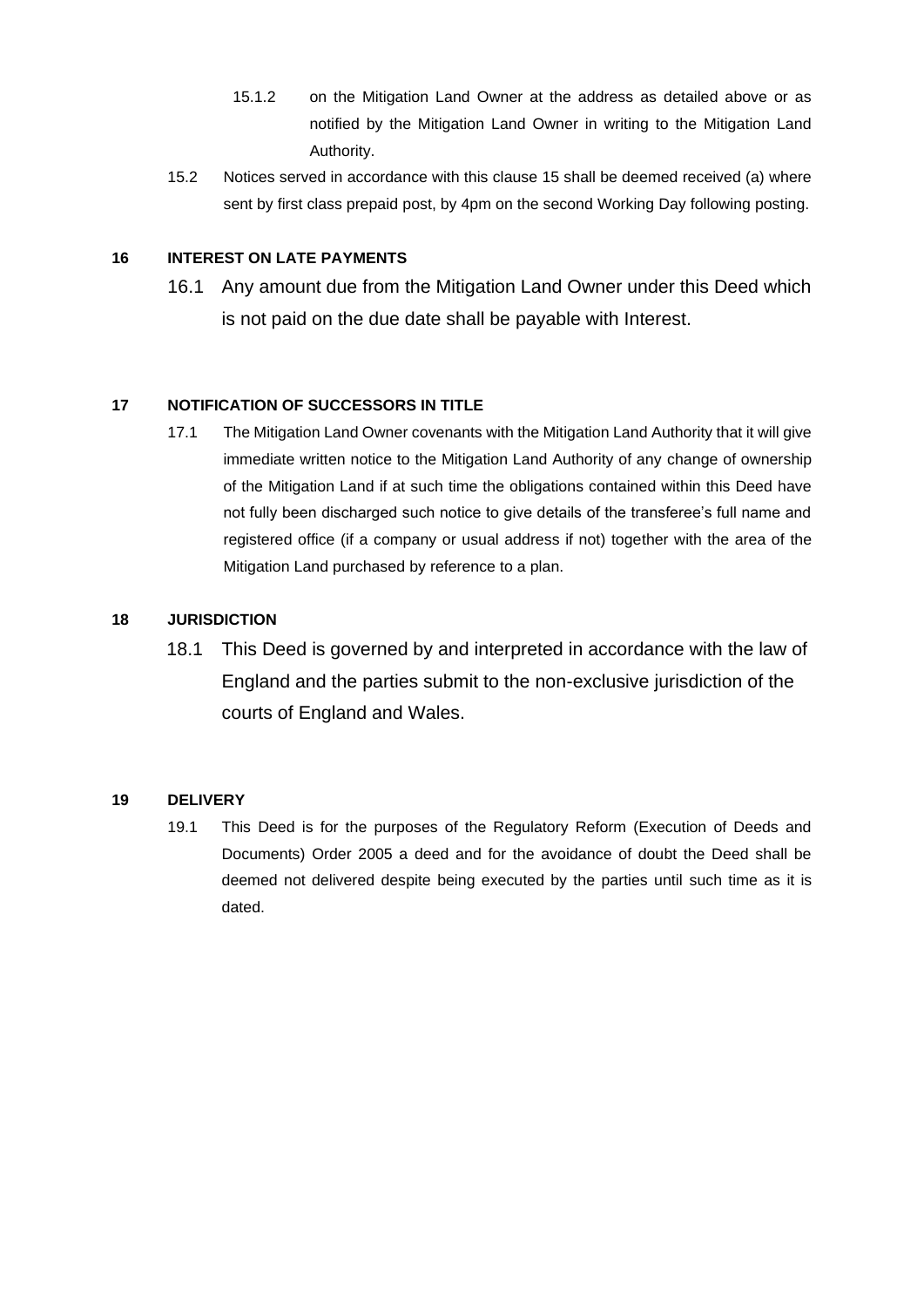15.1.2 on the Mitigation Land Owner at the address as detailed above or as notified by the Mitigation Land Owner in writing to the Mitigation Land Authority.

15.2 Notices served in accordance with this clause 15 shall be deemed received (a) where sent by first class prepaid post, by 4pm on the second Working Day following posting.

**16 INTEREST ON LATE PAYMENTS**

16.1 Any amount due from the Mitigation Land Owner under this Deed which is not paid on the due date shall be payable with Interest.

**17 NOTIFICATION OF SUCCESSORS IN TITLE**

17.1 The Mitigation Land Owner covenants with the Mitigation Land Authority that it will give immediate written notice to the Mitigation Land Authority of any change of ownership of the Mitigation Land if at such time the obligations contained within this Deed have not fully been discharged such notice to give details of the transferee's full name and registered office (if a company or usual address if not) together with the area of the Mitigation Land purchased by reference to a plan.

**18 JURISDICTION**

18.1 This Deed is governed by and interpreted in accordance with the law of England and the parties submit to the non-exclusive jurisdiction of the courts of England and Wales.

**19 DELIVERY**

19.1 This Deed is for the purposes of the Regulatory Reform (Execution of Deeds and Documents) Order 2005 a deed and for the avoidance of doubt the Deed shall be deemed not delivered despite being executed by the parties until such time as it is dated.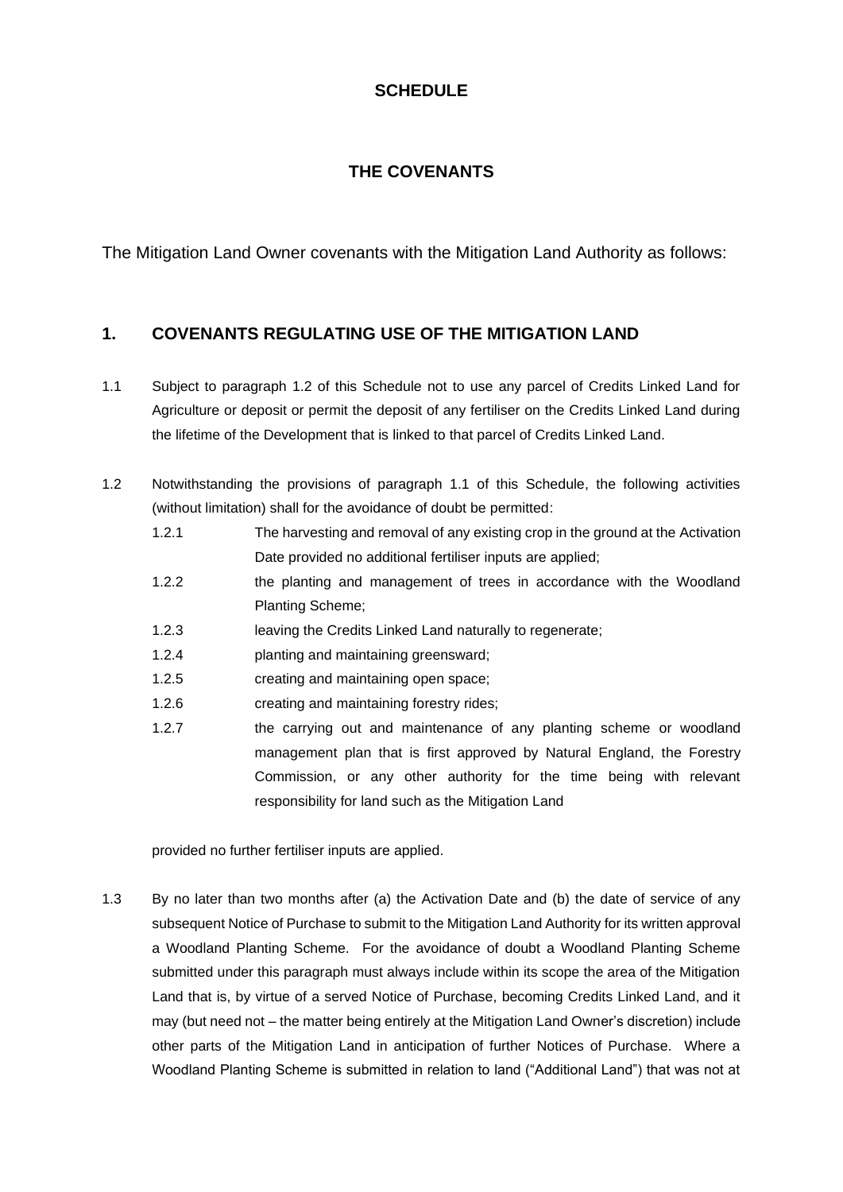# SCHEDULE

## THE COVENANTS

The Mitigation Land Owner covenants with the Mitigation Land Authority as follows:

### 1. COVENANTS REGULATING USE OF THE MITIGATION LAND

1.1 Subject to paragraph 1.2 of this Schedule not to use any parcel of Credits Linked Land for Agriculture or deposit or permit the deposit of any fertiliser on the Credits Linked Land during the lifetime of the Development that is linked to that parcel of Credits Linked Land.

1.2 Notwithstanding the provisions of paragraph 1.1 of this Schedule, the following activities (without limitation) shall for the avoidance of doubt be permitted:

1.2.1 The harvesting and removal of any existing crop in the ground at the Activation Date provided no additional fertiliser inputs are applied;

1.2.2 the planting and management of trees in accordance with the Woodland Planting Scheme;

1.2.3 leaving the Credits Linked Land naturally to regenerate;

1.2.4 planting and maintaining greensward;

1.2.5 creating and maintaining open space;

1.2.6 creating and maintaining forestry rides;

1.2.7 the carrying out and maintenance of any planting scheme or woodland management plan that is first approved by Natural England, the Forestry Commission, or any other authority for the time being with relevant responsibility for land such as the Mitigation Land

provided no further fertiliser inputs are applied.

1.3 By no later than two months after (a) the Activation Date and (b) the date of service of any subsequent Notice of Purchase to submit to the Mitigation Land Authority for its written approval a Woodland Planting Scheme. For the avoidance of doubt a Woodland Planting Scheme submitted under this paragraph must always include within its scope the area of the Mitigation Land that is, by virtue of a served Notice of Purchase, becoming Credits Linked Land, and it may (but need not – the matter being entirely at the Mitigation Land Owner's discretion) include other parts of the Mitigation Land in anticipation of further Notices of Purchase. Where a Woodland Planting Scheme is submitted in relation to land ("Additional Land") that was not at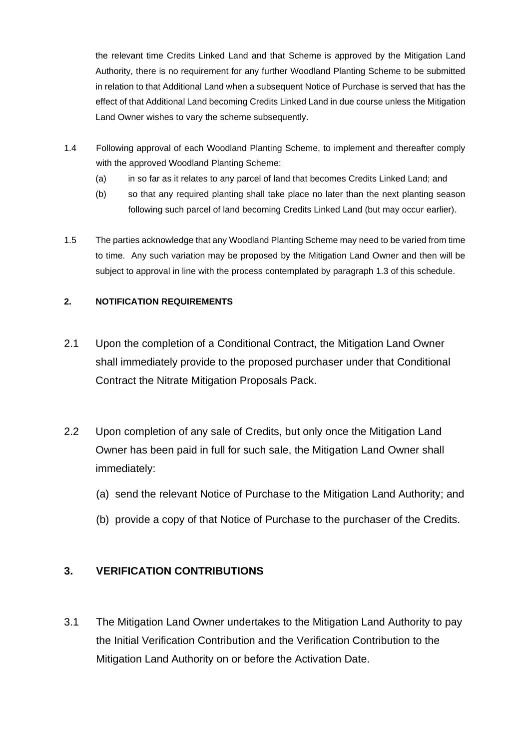the relevant time Credits Linked Land and that Scheme is approved by the Mitigation Land Authority, there is no requirement for any further Woodland Planting Scheme to be submitted in relation to that Additional Land when a subsequent Notice of Purchase is served that has the effect of that Additional Land becoming Credits Linked Land in due course unless the Mitigation Land Owner wishes to vary the scheme subsequently.

1.4 Following approval of each Woodland Planting Scheme, to implement and thereafter comply with the approved Woodland Planting Scheme:

(a) in so far as it relates to any parcel of land that becomes Credits Linked Land; and

(b) so that any required planting shall take place no later than the next planting season following such parcel of land becoming Credits Linked Land (but may occur earlier).

1.5 The parties acknowledge that any Woodland Planting Scheme may need to be varied from time to time. Any such variation may be proposed by the Mitigation Land Owner and then will be subject to approval in line with the process contemplated by paragraph 1.3 of this schedule.

## 2. NOTIFICATION REQUIREMENTS

2.1 Upon the completion of a Conditional Contract, the Mitigation Land Owner shall immediately provide to the proposed purchaser under that Conditional Contract the Nitrate Mitigation Proposals Pack.

2.2 Upon completion of any sale of Credits, but only once the Mitigation Land Owner has been paid in full for such sale, the Mitigation Land Owner shall immediately:

(a) send the relevant Notice of Purchase to the Mitigation Land Authority; and

(b) provide a copy of that Notice of Purchase to the purchaser of the Credits.

## 3. VERIFICATION CONTRIBUTIONS

3.1 The Mitigation Land Owner undertakes to the Mitigation Land Authority to pay the Initial Verification Contribution and the Verification Contribution to the Mitigation Land Authority on or before the Activation Date.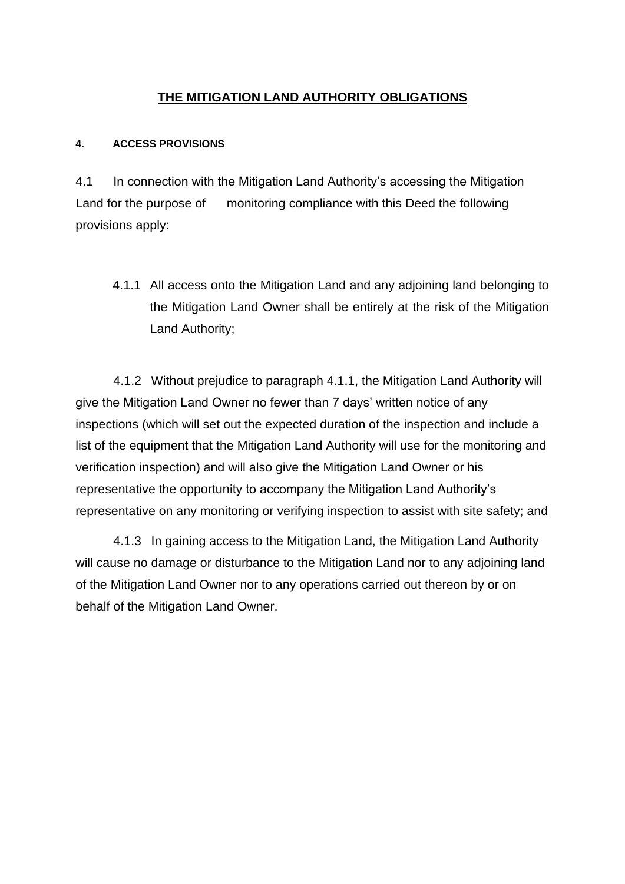## THE MITIGATION LAND AUTHORITY OBLIGATIONS

**4. ACCESS PROVISIONS**

4.1 In connection with the Mitigation Land Authority's accessing the Mitigation Land for the purpose of monitoring compliance with this Deed the following provisions apply:

4.1.1 All access onto the Mitigation Land and any adjoining land belonging to the Mitigation Land Owner shall be entirely at the risk of the Mitigation Land Authority;

4.1.2 Without prejudice to paragraph 4.1.1, the Mitigation Land Authority will give the Mitigation Land Owner no fewer than 7 days' written notice of any inspections (which will set out the expected duration of the inspection and include a list of the equipment that the Mitigation Land Authority will use for the monitoring and verification inspection) and will also give the Mitigation Land Owner or his representative the opportunity to accompany the Mitigation Land Authority's representative on any monitoring or verifying inspection to assist with site safety; and

4.1.3 In gaining access to the Mitigation Land, the Mitigation Land Authority will cause no damage or disturbance to the Mitigation Land nor to any adjoining land of the Mitigation Land Owner nor to any operations carried out thereon by or on behalf of the Mitigation Land Owner.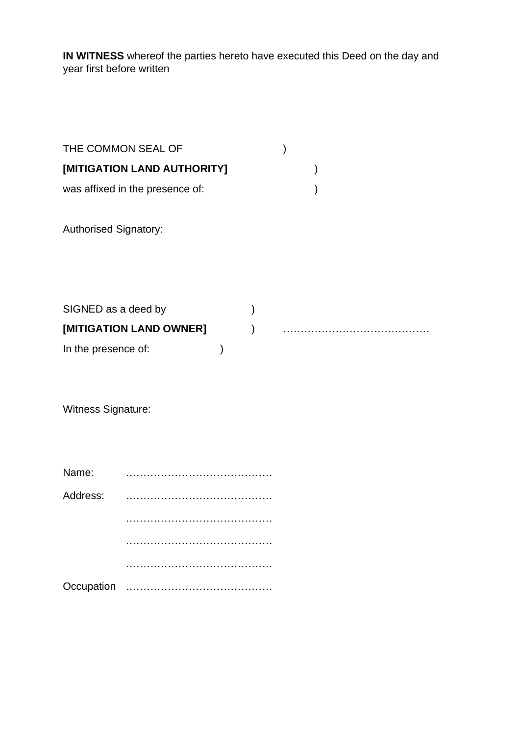**IN WITNESS** whereof the parties hereto have executed this Deed on the day and year first before written

THE COMMON SEAL OF )
**[MITIGATION LAND AUTHORITY]** )
was affixed in the presence of: )

Authorised Signatory:

SIGNED as a deed by )
**[MITIGATION LAND OWNER]** ) ……………………………………
In the presence of: )

Witness Signature:

Name: ……………………………………

Address: ……………………………………

……………………………………

……………………………………

……………………………………

Occupation ……………………………………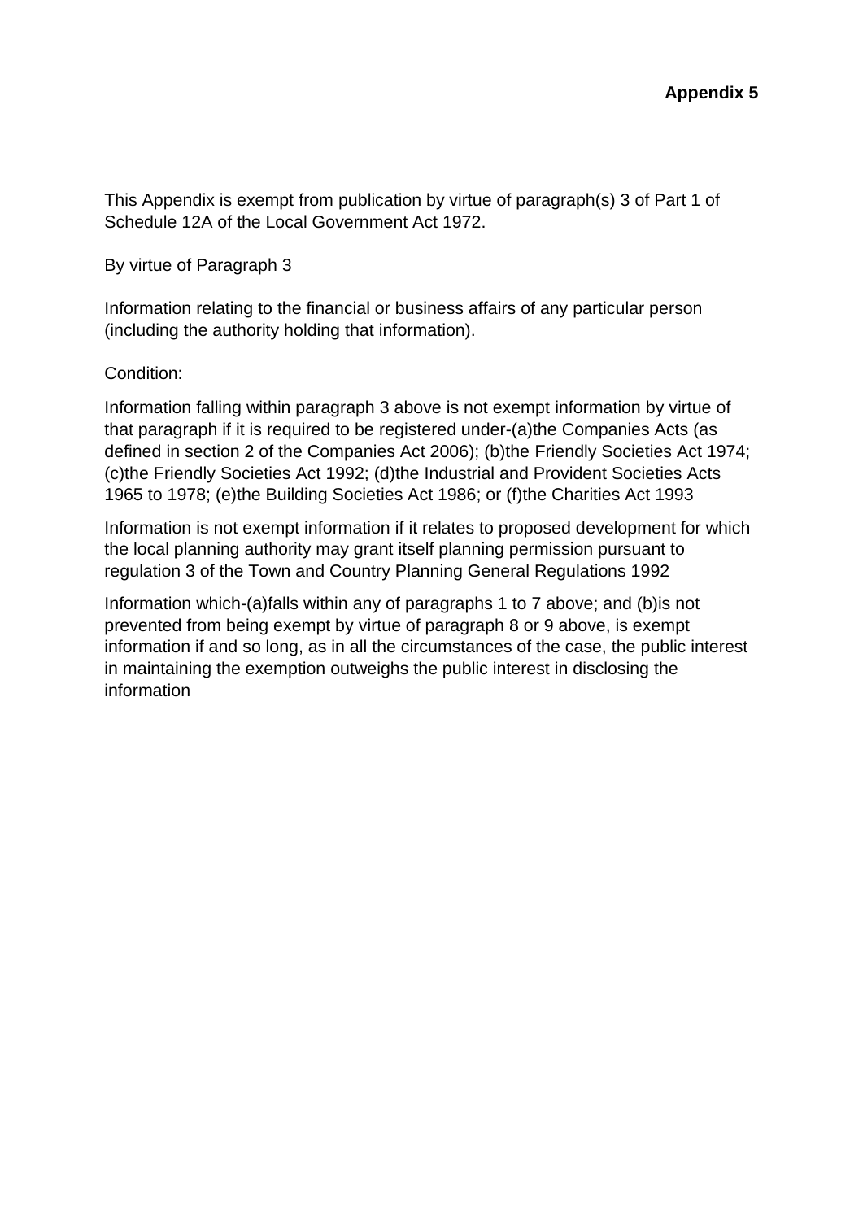**Appendix 5**

This Appendix is exempt from publication by virtue of paragraph(s) 3 of Part 1 of Schedule 12A of the Local Government Act 1972.

By virtue of Paragraph 3

Information relating to the financial or business affairs of any particular person (including the authority holding that information).

Condition:

Information falling within paragraph 3 above is not exempt information by virtue of that paragraph if it is required to be registered under-(a)the Companies Acts (as defined in section 2 of the Companies Act 2006); (b)the Friendly Societies Act 1974; (c)the Friendly Societies Act 1992; (d)the Industrial and Provident Societies Acts 1965 to 1978; (e)the Building Societies Act 1986; or (f)the Charities Act 1993

Information is not exempt information if it relates to proposed development for which the local planning authority may grant itself planning permission pursuant to regulation 3 of the Town and Country Planning General Regulations 1992

Information which-(a)falls within any of paragraphs 1 to 7 above; and (b)is not prevented from being exempt by virtue of paragraph 8 or 9 above, is exempt information if and so long, as in all the circumstances of the case, the public interest in maintaining the exemption outweighs the public interest in disclosing the information